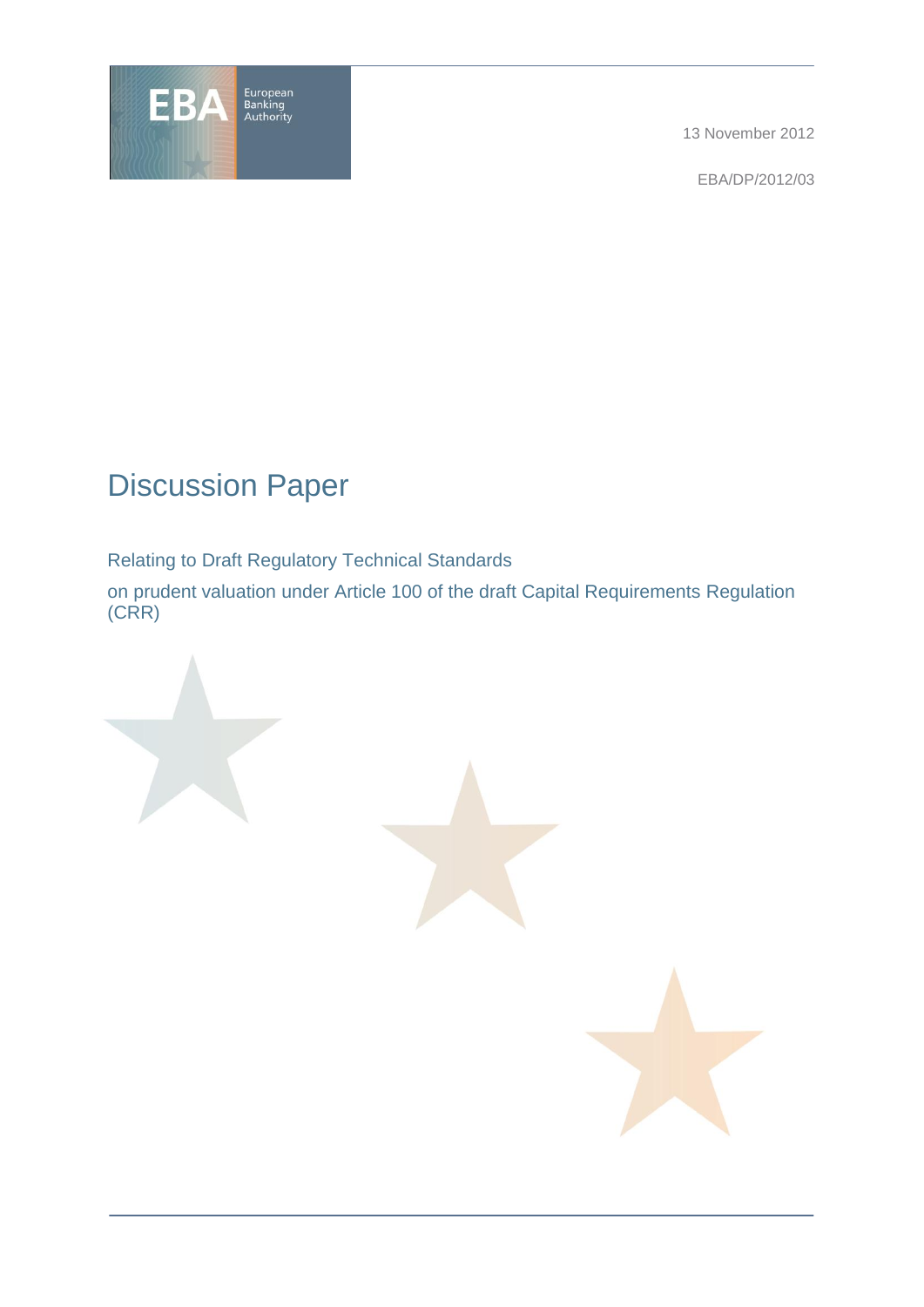European Banking Authority

13 November 2012

EBA/DP/2012/03

# Discussion Paper

Relating to Draft Regulatory Technical Standards

on prudent valuation under Article 100 of the draft Capital Requirements Regulation (CRR)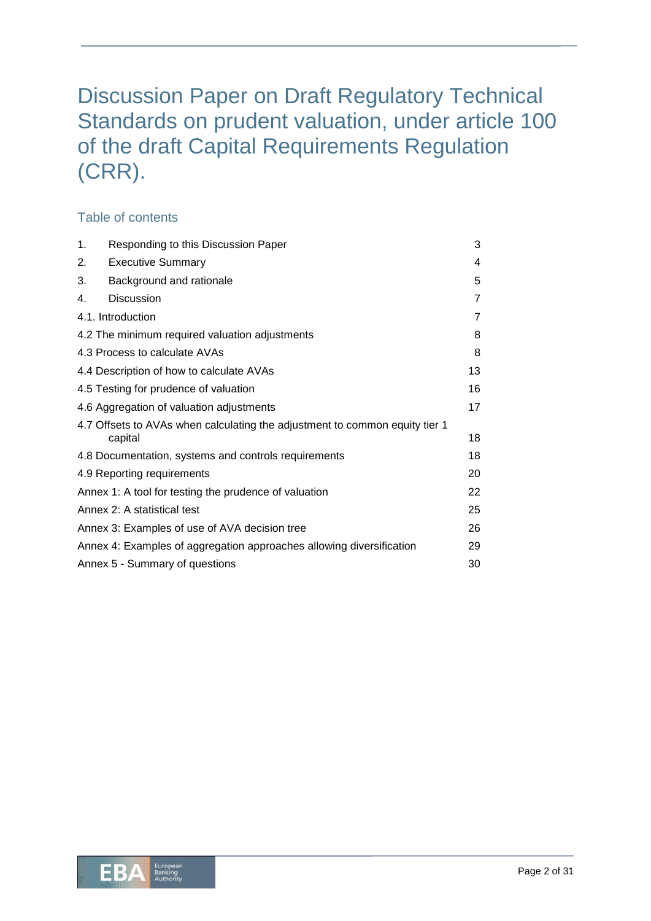# Discussion Paper on Draft Regulatory Technical Standards on prudent valuation, under article 100 of the draft Capital Requirements Regulation (CRR).

## Table of contents

| | |
|---|---|
| 1. Responding to this Discussion Paper | 3 |
| 2. Executive Summary | 4 |
| 3. Background and rationale | 5 |
| 4. Discussion | 7 |
| 4.1. Introduction | 7 |
| 4.2 The minimum required valuation adjustments | 8 |
| 4.3 Process to calculate AVAs | 8 |
| 4.4 Description of how to calculate AVAs | 13 |
| 4.5 Testing for prudence of valuation | 16 |
| 4.6 Aggregation of valuation adjustments | 17 |
| 4.7 Offsets to AVAs when calculating the adjustment to common equity tier 1 capital | 18 |
| 4.8 Documentation, systems and controls requirements | 18 |
| 4.9 Reporting requirements | 20 |
| Annex 1: A tool for testing the prudence of valuation | 22 |
| Annex 2: A statistical test | 25 |
| Annex 3: Examples of use of AVA decision tree | 26 |
| Annex 4: Examples of aggregation approaches allowing diversification | 29 |
| Annex 5 - Summary of questions | 30 |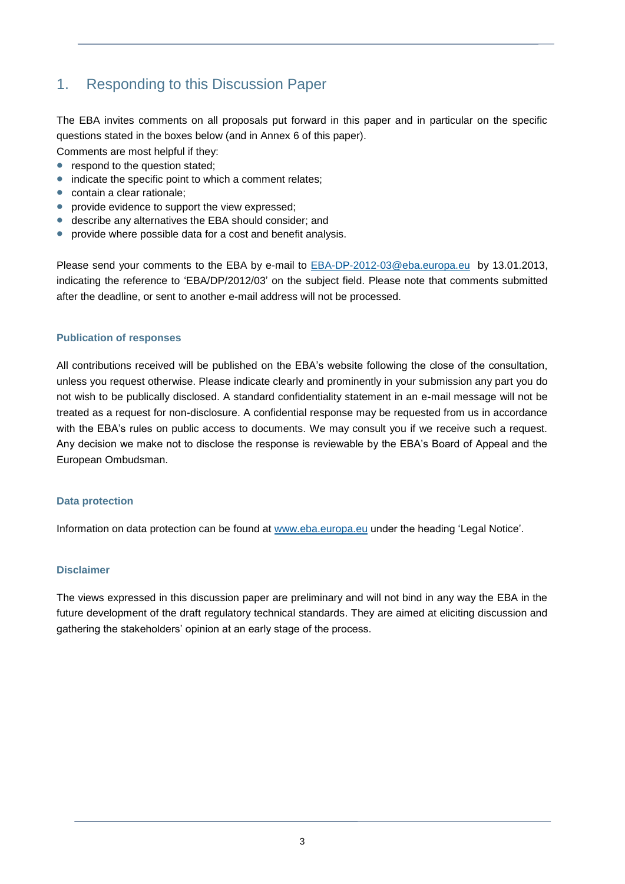# 1. Responding to this Discussion Paper

The EBA invites comments on all proposals put forward in this paper and in particular on the specific questions stated in the boxes below (and in Annex 6 of this paper).

Comments are most helpful if they:

- respond to the question stated;
- indicate the specific point to which a comment relates;
- contain a clear rationale;
- provide evidence to support the view expressed;
- describe any alternatives the EBA should consider; and
- provide where possible data for a cost and benefit analysis.

Please send your comments to the EBA by e-mail to EBA-DP-2012-03@eba.europa.eu by 13.01.2013, indicating the reference to 'EBA/DP/2012/03' on the subject field. Please note that comments submitted after the deadline, or sent to another e-mail address will not be processed.

### Publication of responses

All contributions received will be published on the EBA's website following the close of the consultation, unless you request otherwise. Please indicate clearly and prominently in your submission any part you do not wish to be publically disclosed. A standard confidentiality statement in an e-mail message will not be treated as a request for non-disclosure. A confidential response may be requested from us in accordance with the EBA's rules on public access to documents. We may consult you if we receive such a request. Any decision we make not to disclose the response is reviewable by the EBA's Board of Appeal and the European Ombudsman.

### Data protection

Information on data protection can be found at www.eba.europa.eu under the heading 'Legal Notice'.

### Disclaimer

The views expressed in this discussion paper are preliminary and will not bind in any way the EBA in the future development of the draft regulatory technical standards. They are aimed at eliciting discussion and gathering the stakeholders' opinion at an early stage of the process.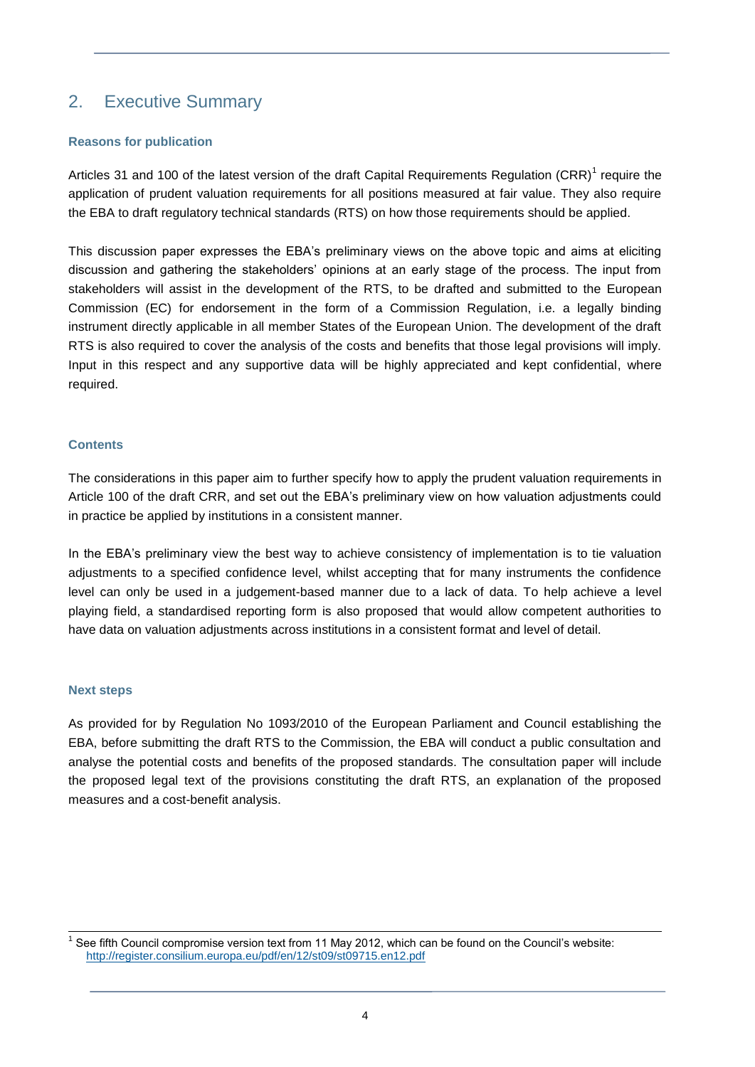## 2. Executive Summary

### Reasons for publication

Articles 31 and 100 of the latest version of the draft Capital Requirements Regulation (CRR)[1] require the application of prudent valuation requirements for all positions measured at fair value. They also require the EBA to draft regulatory technical standards (RTS) on how those requirements should be applied.

This discussion paper expresses the EBA's preliminary views on the above topic and aims at eliciting discussion and gathering the stakeholders' opinions at an early stage of the process. The input from stakeholders will assist in the development of the RTS, to be drafted and submitted to the European Commission (EC) for endorsement in the form of a Commission Regulation, i.e. a legally binding instrument directly applicable in all member States of the European Union. The development of the draft RTS is also required to cover the analysis of the costs and benefits that those legal provisions will imply. Input in this respect and any supportive data will be highly appreciated and kept confidential, where required.

### Contents

The considerations in this paper aim to further specify how to apply the prudent valuation requirements in Article 100 of the draft CRR, and set out the EBA's preliminary view on how valuation adjustments could in practice be applied by institutions in a consistent manner.

In the EBA's preliminary view the best way to achieve consistency of implementation is to tie valuation adjustments to a specified confidence level, whilst accepting that for many instruments the confidence level can only be used in a judgement-based manner due to a lack of data. To help achieve a level playing field, a standardised reporting form is also proposed that would allow competent authorities to have data on valuation adjustments across institutions in a consistent format and level of detail.

### Next steps

As provided for by Regulation No 1093/2010 of the European Parliament and Council establishing the EBA, before submitting the draft RTS to the Commission, the EBA will conduct a public consultation and analyse the potential costs and benefits of the proposed standards. The consultation paper will include the proposed legal text of the provisions constituting the draft RTS, an explanation of the proposed measures and a cost-benefit analysis.

---

[1] See fifth Council compromise version text from 11 May 2012, which can be found on the Council's website: http://register.consilium.europa.eu/pdf/en/12/st09/st09715.en12.pdf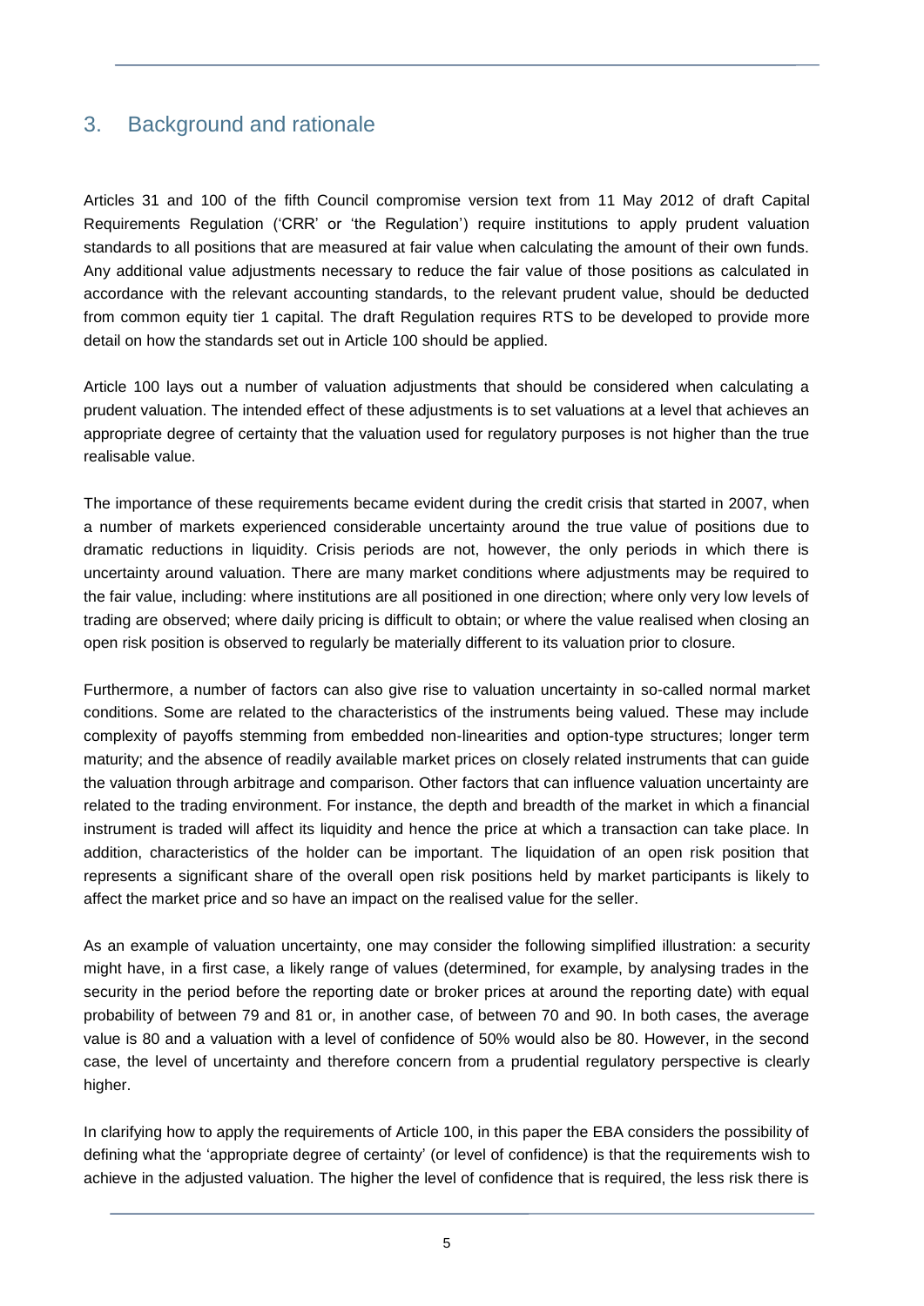## 3. Background and rationale

Articles 31 and 100 of the fifth Council compromise version text from 11 May 2012 of draft Capital Requirements Regulation ('CRR' or 'the Regulation') require institutions to apply prudent valuation standards to all positions that are measured at fair value when calculating the amount of their own funds. Any additional value adjustments necessary to reduce the fair value of those positions as calculated in accordance with the relevant accounting standards, to the relevant prudent value, should be deducted from common equity tier 1 capital. The draft Regulation requires RTS to be developed to provide more detail on how the standards set out in Article 100 should be applied.

Article 100 lays out a number of valuation adjustments that should be considered when calculating a prudent valuation. The intended effect of these adjustments is to set valuations at a level that achieves an appropriate degree of certainty that the valuation used for regulatory purposes is not higher than the true realisable value.

The importance of these requirements became evident during the credit crisis that started in 2007, when a number of markets experienced considerable uncertainty around the true value of positions due to dramatic reductions in liquidity. Crisis periods are not, however, the only periods in which there is uncertainty around valuation. There are many market conditions where adjustments may be required to the fair value, including: where institutions are all positioned in one direction; where only very low levels of trading are observed; where daily pricing is difficult to obtain; or where the value realised when closing an open risk position is observed to regularly be materially different to its valuation prior to closure.

Furthermore, a number of factors can also give rise to valuation uncertainty in so-called normal market conditions. Some are related to the characteristics of the instruments being valued. These may include complexity of payoffs stemming from embedded non-linearities and option-type structures; longer term maturity; and the absence of readily available market prices on closely related instruments that can guide the valuation through arbitrage and comparison. Other factors that can influence valuation uncertainty are related to the trading environment. For instance, the depth and breadth of the market in which a financial instrument is traded will affect its liquidity and hence the price at which a transaction can take place. In addition, characteristics of the holder can be important. The liquidation of an open risk position that represents a significant share of the overall open risk positions held by market participants is likely to affect the market price and so have an impact on the realised value for the seller.

As an example of valuation uncertainty, one may consider the following simplified illustration: a security might have, in a first case, a likely range of values (determined, for example, by analysing trades in the security in the period before the reporting date or broker prices at around the reporting date) with equal probability of between 79 and 81 or, in another case, of between 70 and 90. In both cases, the average value is 80 and a valuation with a level of confidence of 50% would also be 80. However, in the second case, the level of uncertainty and therefore concern from a prudential regulatory perspective is clearly higher.

In clarifying how to apply the requirements of Article 100, in this paper the EBA considers the possibility of defining what the 'appropriate degree of certainty' (or level of confidence) is that the requirements wish to achieve in the adjusted valuation. The higher the level of confidence that is required, the less risk there is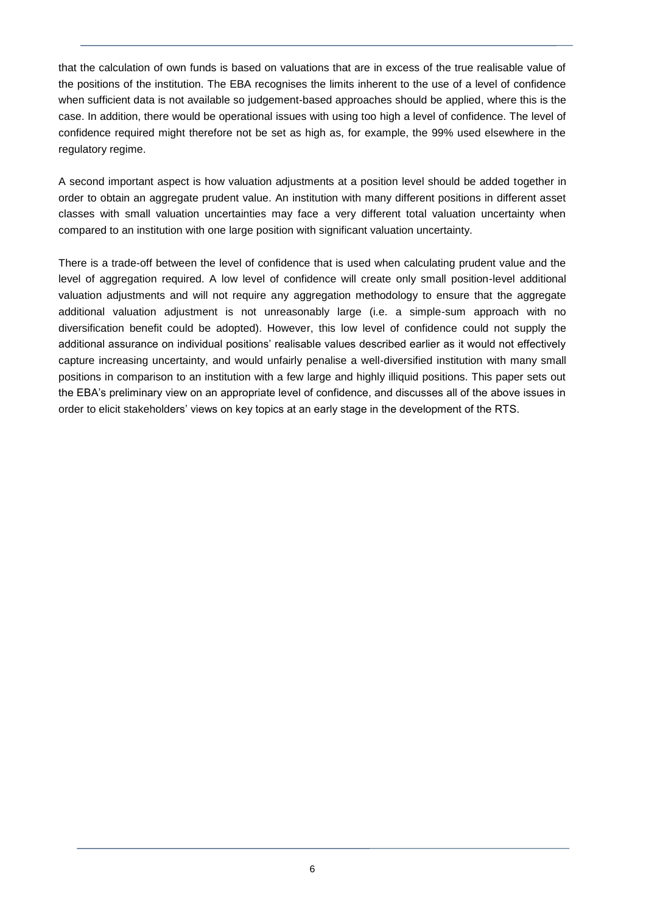that the calculation of own funds is based on valuations that are in excess of the true realisable value of the positions of the institution. The EBA recognises the limits inherent to the use of a level of confidence when sufficient data is not available so judgement-based approaches should be applied, where this is the case. In addition, there would be operational issues with using too high a level of confidence. The level of confidence required might therefore not be set as high as, for example, the 99% used elsewhere in the regulatory regime.

A second important aspect is how valuation adjustments at a position level should be added together in order to obtain an aggregate prudent value. An institution with many different positions in different asset classes with small valuation uncertainties may face a very different total valuation uncertainty when compared to an institution with one large position with significant valuation uncertainty.

There is a trade-off between the level of confidence that is used when calculating prudent value and the level of aggregation required. A low level of confidence will create only small position-level additional valuation adjustments and will not require any aggregation methodology to ensure that the aggregate additional valuation adjustment is not unreasonably large (i.e. a simple-sum approach with no diversification benefit could be adopted). However, this low level of confidence could not supply the additional assurance on individual positions' realisable values described earlier as it would not effectively capture increasing uncertainty, and would unfairly penalise a well-diversified institution with many small positions in comparison to an institution with a few large and highly illiquid positions. This paper sets out the EBA's preliminary view on an appropriate level of confidence, and discusses all of the above issues in order to elicit stakeholders' views on key topics at an early stage in the development of the RTS.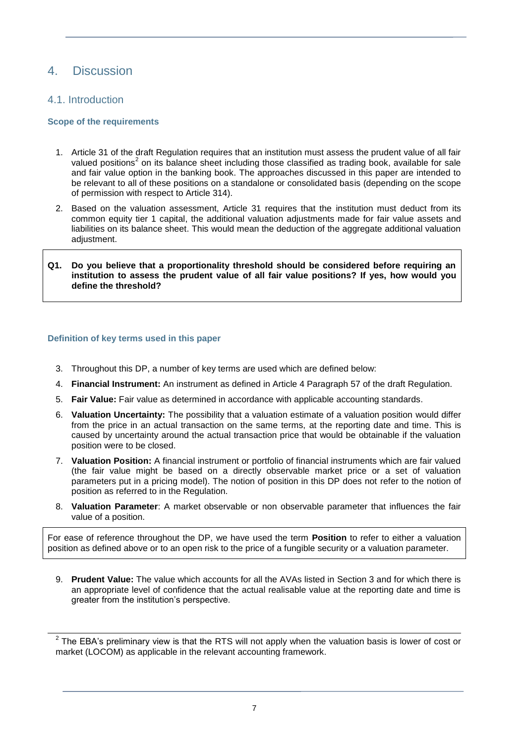# 4. Discussion

## 4.1. Introduction

### Scope of the requirements

1. Article 31 of the draft Regulation requires that an institution must assess the prudent value of all fair valued positions[2] on its balance sheet including those classified as trading book, available for sale and fair value option in the banking book. The approaches discussed in this paper are intended to be relevant to all of these positions on a standalone or consolidated basis (depending on the scope of permission with respect to Article 314).
2. Based on the valuation assessment, Article 31 requires that the institution must deduct from its common equity tier 1 capital, the additional valuation adjustments made for fair value assets and liabilities on its balance sheet. This would mean the deduction of the aggregate additional valuation adjustment.

**Q1. Do you believe that a proportionality threshold should be considered before requiring an institution to assess the prudent value of all fair value positions? If yes, how would you define the threshold?**

### Definition of key terms used in this paper

3. Throughout this DP, a number of key terms are used which are defined below:
4. **Financial Instrument:** An instrument as defined in Article 4 Paragraph 57 of the draft Regulation.
5. **Fair Value:** Fair value as determined in accordance with applicable accounting standards.
6. **Valuation Uncertainty:** The possibility that a valuation estimate of a valuation position would differ from the price in an actual transaction on the same terms, at the reporting date and time. This is caused by uncertainty around the actual transaction price that would be obtainable if the valuation position were to be closed.
7. **Valuation Position:** A financial instrument or portfolio of financial instruments which are fair valued (the fair value might be based on a directly observable market price or a set of valuation parameters put in a pricing model). The notion of position in this DP does not refer to the notion of position as referred to in the Regulation.
8. **Valuation Parameter**: A market observable or non observable parameter that influences the fair value of a position.

For ease of reference throughout the DP, we have used the term **Position** to refer to either a valuation position as defined above or to an open risk to the price of a fungible security or a valuation parameter.

9. **Prudent Value:** The value which accounts for all the AVAs listed in Section 3 and for which there is an appropriate level of confidence that the actual realisable value at the reporting date and time is greater from the institution's perspective.

[2] The EBA's preliminary view is that the RTS will not apply when the valuation basis is lower of cost or market (LOCOM) as applicable in the relevant accounting framework.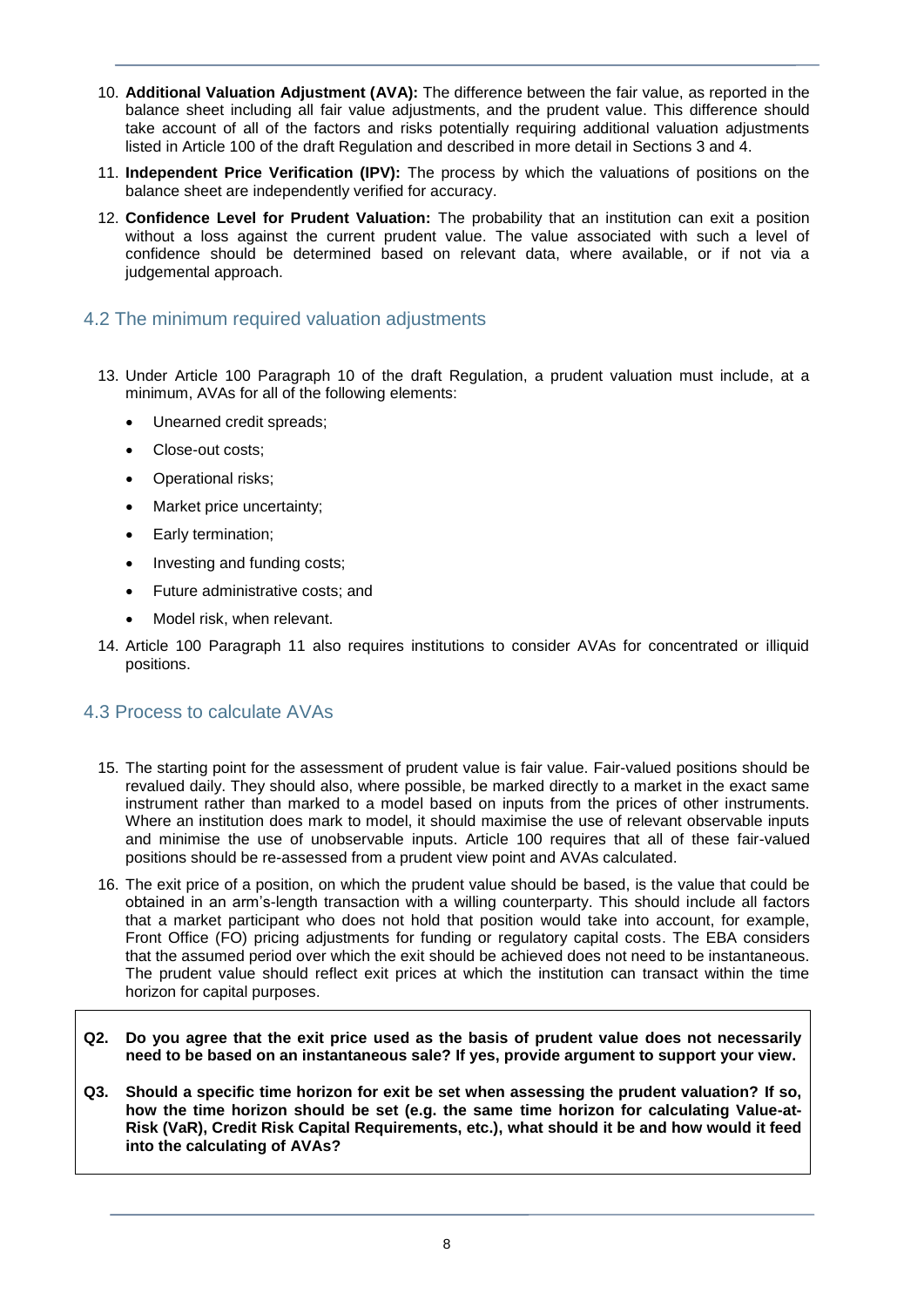10. **Additional Valuation Adjustment (AVA):** The difference between the fair value, as reported in the balance sheet including all fair value adjustments, and the prudent value. This difference should take account of all of the factors and risks potentially requiring additional valuation adjustments listed in Article 100 of the draft Regulation and described in more detail in Sections 3 and 4.
11. **Independent Price Verification (IPV):** The process by which the valuations of positions on the balance sheet are independently verified for accuracy.
12. **Confidence Level for Prudent Valuation:** The probability that an institution can exit a position without a loss against the current prudent value. The value associated with such a level of confidence should be determined based on relevant data, where available, or if not via a judgemental approach.

## 4.2 The minimum required valuation adjustments

13. Under Article 100 Paragraph 10 of the draft Regulation, a prudent valuation must include, at a minimum, AVAs for all of the following elements:
    - Unearned credit spreads;
    - Close-out costs;
    - Operational risks;
    - Market price uncertainty;
    - Early termination;
    - Investing and funding costs;
    - Future administrative costs; and
    - Model risk, when relevant.
14. Article 100 Paragraph 11 also requires institutions to consider AVAs for concentrated or illiquid positions.

## 4.3 Process to calculate AVAs

15. The starting point for the assessment of prudent value is fair value. Fair-valued positions should be revalued daily. They should also, where possible, be marked directly to a market in the exact same instrument rather than marked to a model based on inputs from the prices of other instruments. Where an institution does mark to model, it should maximise the use of relevant observable inputs and minimise the use of unobservable inputs. Article 100 requires that all of these fair-valued positions should be re-assessed from a prudent view point and AVAs calculated.
16. The exit price of a position, on which the prudent value should be based, is the value that could be obtained in an arm's-length transaction with a willing counterparty. This should include all factors that a market participant who does not hold that position would take into account, for example, Front Office (FO) pricing adjustments for funding or regulatory capital costs. The EBA considers that the assumed period over which the exit should be achieved does not need to be instantaneous. The prudent value should reflect exit prices at which the institution can transact within the time horizon for capital purposes.

**Q2. Do you agree that the exit price used as the basis of prudent value does not necessarily need to be based on an instantaneous sale? If yes, provide argument to support your view.**

**Q3. Should a specific time horizon for exit be set when assessing the prudent valuation? If so, how the time horizon should be set (e.g. the same time horizon for calculating Value-at-Risk (VaR), Credit Risk Capital Requirements, etc.), what should it be and how would it feed into the calculating of AVAs?**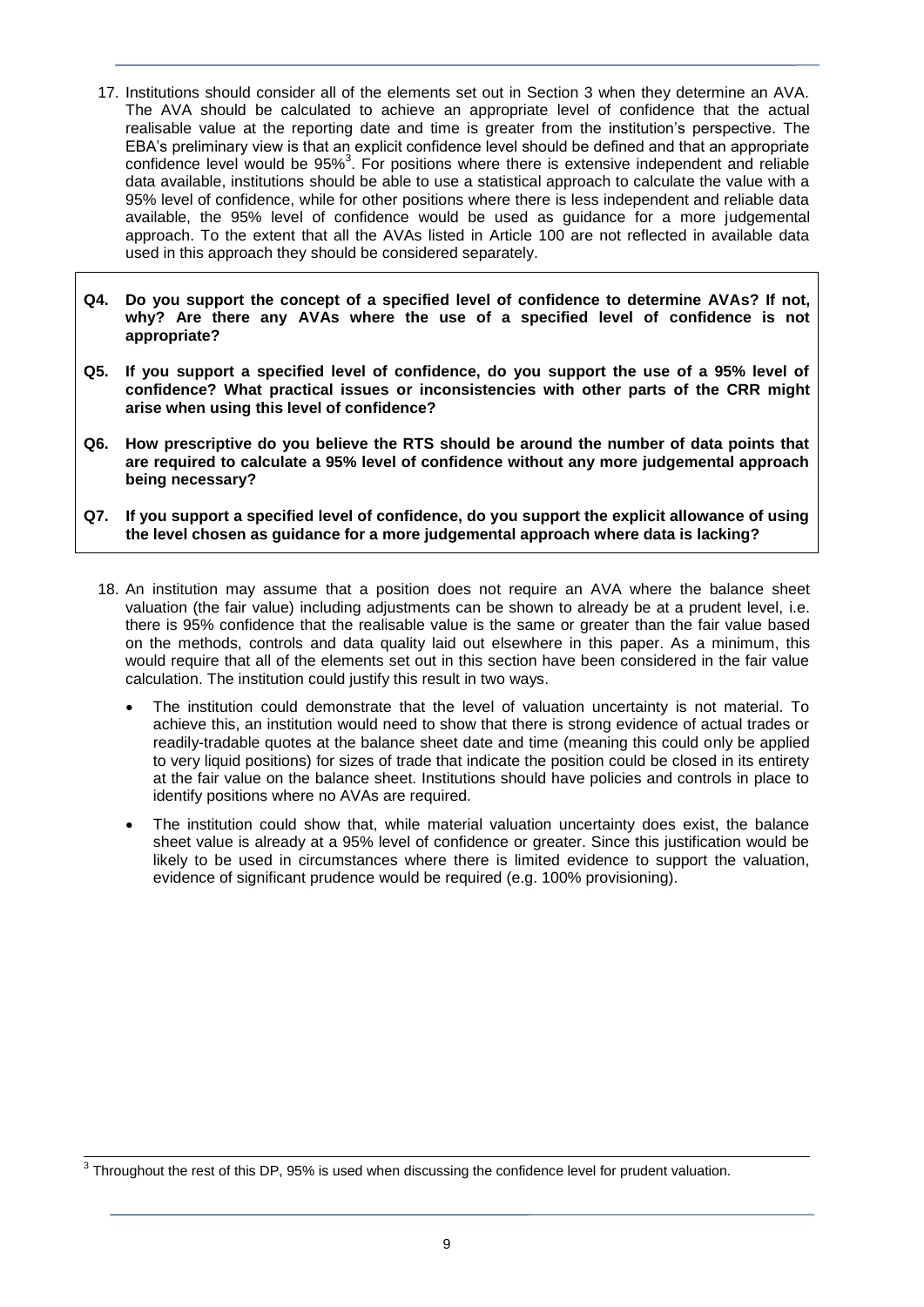17. Institutions should consider all of the elements set out in Section 3 when they determine an AVA. The AVA should be calculated to achieve an appropriate level of confidence that the actual realisable value at the reporting date and time is greater from the institution's perspective. The EBA's preliminary view is that an explicit confidence level should be defined and that an appropriate confidence level would be 95%[3]. For positions where there is extensive independent and reliable data available, institutions should be able to use a statistical approach to calculate the value with a 95% level of confidence, while for other positions where there is less independent and reliable data available, the 95% level of confidence would be used as guidance for a more judgemental approach. To the extent that all the AVAs listed in Article 100 are not reflected in available data used in this approach they should be considered separately.

**Q4. Do you support the concept of a specified level of confidence to determine AVAs? If not, why? Are there any AVAs where the use of a specified level of confidence is not appropriate?**

**Q5. If you support a specified level of confidence, do you support the use of a 95% level of confidence? What practical issues or inconsistencies with other parts of the CRR might arise when using this level of confidence?**

**Q6. How prescriptive do you believe the RTS should be around the number of data points that are required to calculate a 95% level of confidence without any more judgemental approach being necessary?**

**Q7. If you support a specified level of confidence, do you support the explicit allowance of using the level chosen as guidance for a more judgemental approach where data is lacking?**

18. An institution may assume that a position does not require an AVA where the balance sheet valuation (the fair value) including adjustments can be shown to already be at a prudent level, i.e. there is 95% confidence that the realisable value is the same or greater than the fair value based on the methods, controls and data quality laid out elsewhere in this paper. As a minimum, this would require that all of the elements set out in this section have been considered in the fair value calculation. The institution could justify this result in two ways.

    - The institution could demonstrate that the level of valuation uncertainty is not material. To achieve this, an institution would need to show that there is strong evidence of actual trades or readily-tradable quotes at the balance sheet date and time (meaning this could only be applied to very liquid positions) for sizes of trade that indicate the position could be closed in its entirety at the fair value on the balance sheet. Institutions should have policies and controls in place to identify positions where no AVAs are required.
    - The institution could show that, while material valuation uncertainty does exist, the balance sheet value is already at a 95% level of confidence or greater. Since this justification would be likely to be used in circumstances where there is limited evidence to support the valuation, evidence of significant prudence would be required (e.g. 100% provisioning).

[3] Throughout the rest of this DP, 95% is used when discussing the confidence level for prudent valuation.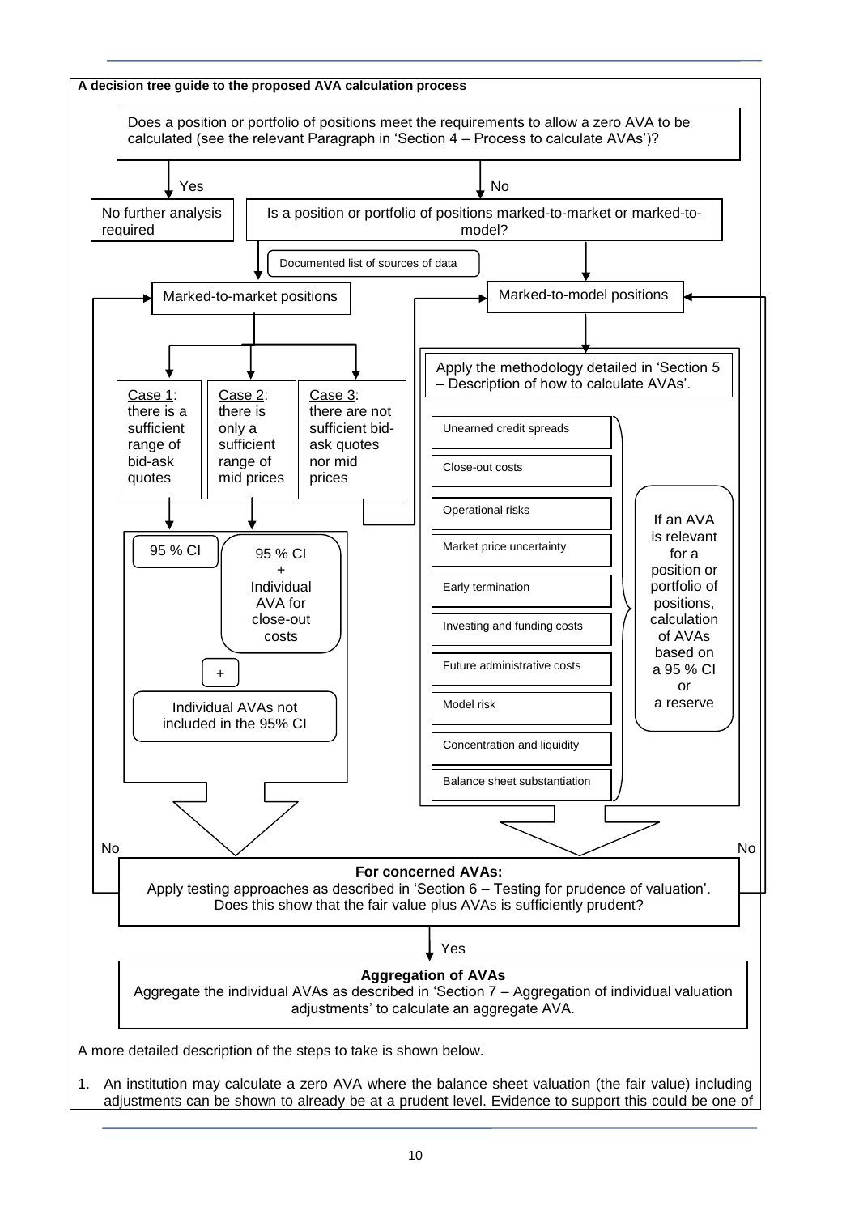**A decision tree guide to the proposed AVA calculation process**

Does a position or portfolio of positions meet the requirements to allow a zero AVA to be calculated (see the relevant Paragraph in 'Section 4 – Process to calculate AVAs')?

- **Yes** → No further analysis required
- **No** → Is a position or portfolio of positions marked-to-market or marked-to-model?

Documented list of sources of data

**Marked-to-market positions**

- Case 1: there is a sufficient range of bid-ask quotes → 95 % CI
- Case 2: there is only a sufficient range of mid prices → 95 % CI + Individual AVA for close-out costs
- Case 3: there are not sufficient bid-ask quotes nor mid prices → Marked-to-model positions

\+ Individual AVAs not included in the 95% CI

**Marked-to-model positions**

Apply the methodology detailed in 'Section 5 – Description of how to calculate AVAs'.

- Unearned credit spreads
- Close-out costs
- Operational risks
- Market price uncertainty
- Early termination
- Investing and funding costs
- Future administrative costs
- Model risk
- Concentration and liquidity
- Balance sheet substantiation

If an AVA is relevant for a position or portfolio of positions, calculation of AVAs based on a 95 % CI or a reserve

**For concerned AVAs:**
Apply testing approaches as described in 'Section 6 – Testing for prudence of valuation'. Does this show that the fair value plus AVAs is sufficiently prudent?

- **No** → return to Marked-to-market positions / Marked-to-model positions
- **Yes** →

**Aggregation of AVAs**
Aggregate the individual AVAs as described in 'Section 7 – Aggregation of individual valuation adjustments' to calculate an aggregate AVA.

A more detailed description of the steps to take is shown below.

1. An institution may calculate a zero AVA where the balance sheet valuation (the fair value) including adjustments can be shown to already be at a prudent level. Evidence to support this could be one of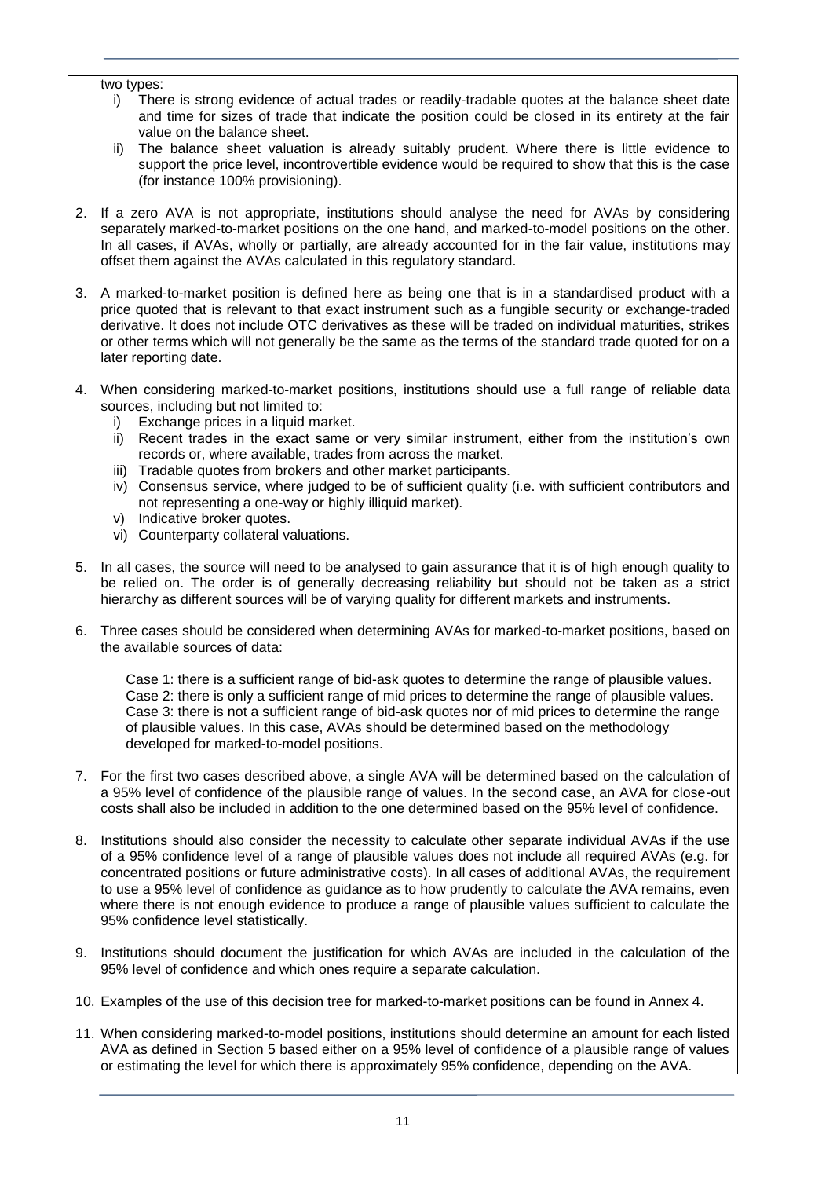two types:

i) There is strong evidence of actual trades or readily-tradable quotes at the balance sheet date and time for sizes of trade that indicate the position could be closed in its entirety at the fair value on the balance sheet.

ii) The balance sheet valuation is already suitably prudent. Where there is little evidence to support the price level, incontrovertible evidence would be required to show that this is the case (for instance 100% provisioning).

2. If a zero AVA is not appropriate, institutions should analyse the need for AVAs by considering separately marked-to-market positions on the one hand, and marked-to-model positions on the other. In all cases, if AVAs, wholly or partially, are already accounted for in the fair value, institutions may offset them against the AVAs calculated in this regulatory standard.

3. A marked-to-market position is defined here as being one that is in a standardised product with a price quoted that is relevant to that exact instrument such as a fungible security or exchange-traded derivative. It does not include OTC derivatives as these will be traded on individual maturities, strikes or other terms which will not generally be the same as the terms of the standard trade quoted for on a later reporting date.

4. When considering marked-to-market positions, institutions should use a full range of reliable data sources, including but not limited to:
   i) Exchange prices in a liquid market.
   ii) Recent trades in the exact same or very similar instrument, either from the institution's own records or, where available, trades from across the market.
   iii) Tradable quotes from brokers and other market participants.
   iv) Consensus service, where judged to be of sufficient quality (i.e. with sufficient contributors and not representing a one-way or highly illiquid market).
   v) Indicative broker quotes.
   vi) Counterparty collateral valuations.

5. In all cases, the source will need to be analysed to gain assurance that it is of high enough quality to be relied on. The order is of generally decreasing reliability but should not be taken as a strict hierarchy as different sources will be of varying quality for different markets and instruments.

6. Three cases should be considered when determining AVAs for marked-to-market positions, based on the available sources of data:

   Case 1: there is a sufficient range of bid-ask quotes to determine the range of plausible values.
   Case 2: there is only a sufficient range of mid prices to determine the range of plausible values.
   Case 3: there is not a sufficient range of bid-ask quotes nor of mid prices to determine the range of plausible values. In this case, AVAs should be determined based on the methodology developed for marked-to-model positions.

7. For the first two cases described above, a single AVA will be determined based on the calculation of a 95% level of confidence of the plausible range of values. In the second case, an AVA for close-out costs shall also be included in addition to the one determined based on the 95% level of confidence.

8. Institutions should also consider the necessity to calculate other separate individual AVAs if the use of a 95% confidence level of a range of plausible values does not include all required AVAs (e.g. for concentrated positions or future administrative costs). In all cases of additional AVAs, the requirement to use a 95% level of confidence as guidance as to how prudently to calculate the AVA remains, even where there is not enough evidence to produce a range of plausible values sufficient to calculate the 95% confidence level statistically.

9. Institutions should document the justification for which AVAs are included in the calculation of the 95% level of confidence and which ones require a separate calculation.

10. Examples of the use of this decision tree for marked-to-market positions can be found in Annex 4.

11. When considering marked-to-model positions, institutions should determine an amount for each listed AVA as defined in Section 5 based either on a 95% level of confidence of a plausible range of values or estimating the level for which there is approximately 95% confidence, depending on the AVA.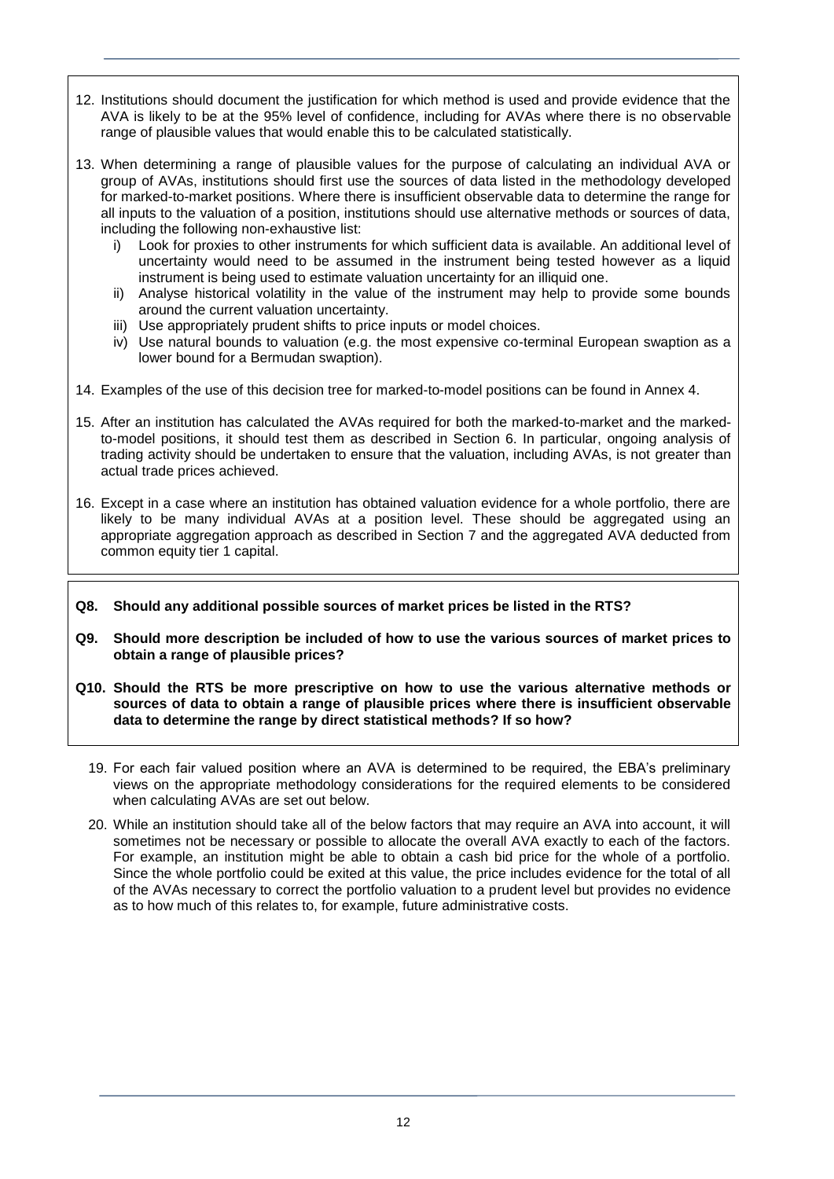12. Institutions should document the justification for which method is used and provide evidence that the AVA is likely to be at the 95% level of confidence, including for AVAs where there is no observable range of plausible values that would enable this to be calculated statistically.

13. When determining a range of plausible values for the purpose of calculating an individual AVA or group of AVAs, institutions should first use the sources of data listed in the methodology developed for marked-to-market positions. Where there is insufficient observable data to determine the range for all inputs to the valuation of a position, institutions should use alternative methods or sources of data, including the following non-exhaustive list:
    i) Look for proxies to other instruments for which sufficient data is available. An additional level of uncertainty would need to be assumed in the instrument being tested however as a liquid instrument is being used to estimate valuation uncertainty for an illiquid one.
    ii) Analyse historical volatility in the value of the instrument may help to provide some bounds around the current valuation uncertainty.
    iii) Use appropriately prudent shifts to price inputs or model choices.
    iv) Use natural bounds to valuation (e.g. the most expensive co-terminal European swaption as a lower bound for a Bermudan swaption).

14. Examples of the use of this decision tree for marked-to-model positions can be found in Annex 4.

15. After an institution has calculated the AVAs required for both the marked-to-market and the marked-to-model positions, it should test them as described in Section 6. In particular, ongoing analysis of trading activity should be undertaken to ensure that the valuation, including AVAs, is not greater than actual trade prices achieved.

16. Except in a case where an institution has obtained valuation evidence for a whole portfolio, there are likely to be many individual AVAs at a position level. These should be aggregated using an appropriate aggregation approach as described in Section 7 and the aggregated AVA deducted from common equity tier 1 capital.

**Q8. Should any additional possible sources of market prices be listed in the RTS?**

**Q9. Should more description be included of how to use the various sources of market prices to obtain a range of plausible prices?**

**Q10. Should the RTS be more prescriptive on how to use the various alternative methods or sources of data to obtain a range of plausible prices where there is insufficient observable data to determine the range by direct statistical methods? If so how?**

19. For each fair valued position where an AVA is determined to be required, the EBA's preliminary views on the appropriate methodology considerations for the required elements to be considered when calculating AVAs are set out below.

20. While an institution should take all of the below factors that may require an AVA into account, it will sometimes not be necessary or possible to allocate the overall AVA exactly to each of the factors. For example, an institution might be able to obtain a cash bid price for the whole of a portfolio. Since the whole portfolio could be exited at this value, the price includes evidence for the total of all of the AVAs necessary to correct the portfolio valuation to a prudent level but provides no evidence as to how much of this relates to, for example, future administrative costs.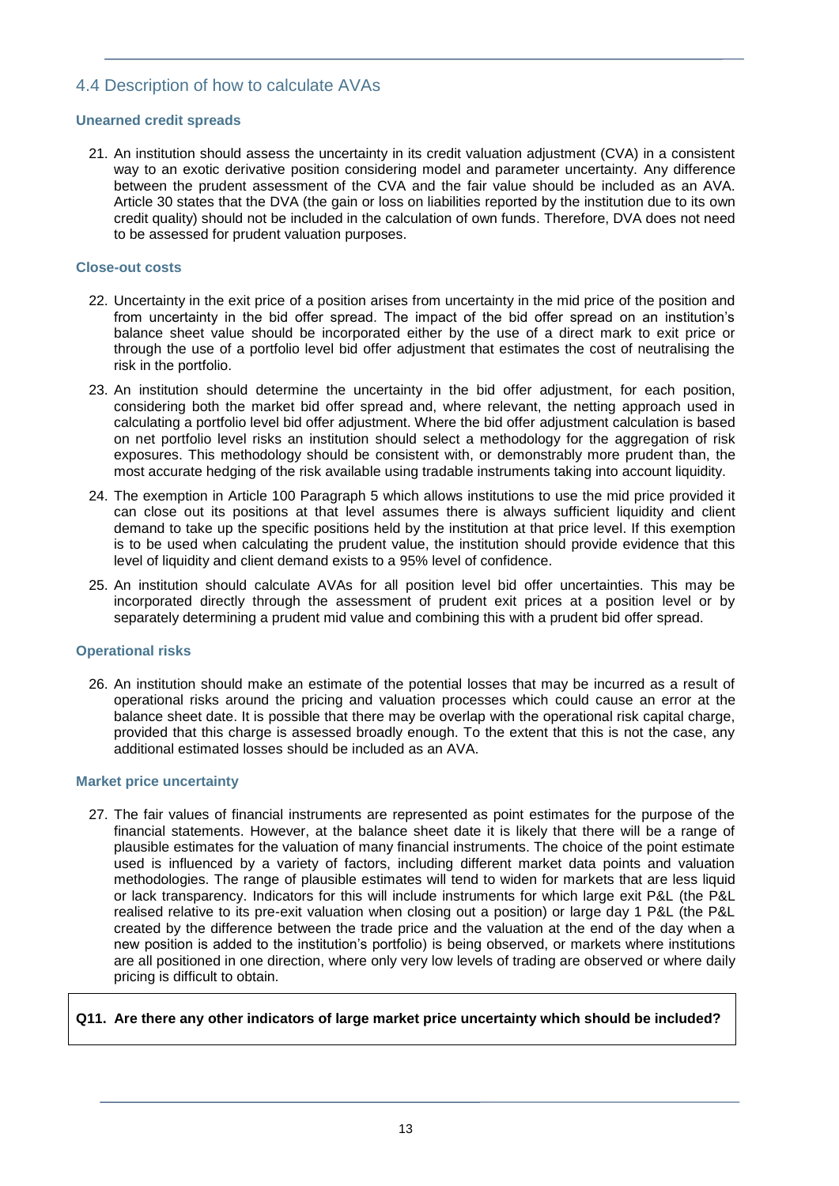## 4.4 Description of how to calculate AVAs

### Unearned credit spreads

21. An institution should assess the uncertainty in its credit valuation adjustment (CVA) in a consistent way to an exotic derivative position considering model and parameter uncertainty. Any difference between the prudent assessment of the CVA and the fair value should be included as an AVA. Article 30 states that the DVA (the gain or loss on liabilities reported by the institution due to its own credit quality) should not be included in the calculation of own funds. Therefore, DVA does not need to be assessed for prudent valuation purposes.

### Close-out costs

22. Uncertainty in the exit price of a position arises from uncertainty in the mid price of the position and from uncertainty in the bid offer spread. The impact of the bid offer spread on an institution's balance sheet value should be incorporated either by the use of a direct mark to exit price or through the use of a portfolio level bid offer adjustment that estimates the cost of neutralising the risk in the portfolio.

23. An institution should determine the uncertainty in the bid offer adjustment, for each position, considering both the market bid offer spread and, where relevant, the netting approach used in calculating a portfolio level bid offer adjustment. Where the bid offer adjustment calculation is based on net portfolio level risks an institution should select a methodology for the aggregation of risk exposures. This methodology should be consistent with, or demonstrably more prudent than, the most accurate hedging of the risk available using tradable instruments taking into account liquidity.

24. The exemption in Article 100 Paragraph 5 which allows institutions to use the mid price provided it can close out its positions at that level assumes there is always sufficient liquidity and client demand to take up the specific positions held by the institution at that price level. If this exemption is to be used when calculating the prudent value, the institution should provide evidence that this level of liquidity and client demand exists to a 95% level of confidence.

25. An institution should calculate AVAs for all position level bid offer uncertainties. This may be incorporated directly through the assessment of prudent exit prices at a position level or by separately determining a prudent mid value and combining this with a prudent bid offer spread.

### Operational risks

26. An institution should make an estimate of the potential losses that may be incurred as a result of operational risks around the pricing and valuation processes which could cause an error at the balance sheet date. It is possible that there may be overlap with the operational risk capital charge, provided that this charge is assessed broadly enough. To the extent that this is not the case, any additional estimated losses should be included as an AVA.

### Market price uncertainty

27. The fair values of financial instruments are represented as point estimates for the purpose of the financial statements. However, at the balance sheet date it is likely that there will be a range of plausible estimates for the valuation of many financial instruments. The choice of the point estimate used is influenced by a variety of factors, including different market data points and valuation methodologies. The range of plausible estimates will tend to widen for markets that are less liquid or lack transparency. Indicators for this will include instruments for which large exit P&L (the P&L realised relative to its pre-exit valuation when closing out a position) or large day 1 P&L (the P&L created by the difference between the trade price and the valuation at the end of the day when a new position is added to the institution's portfolio) is being observed, or markets where institutions are all positioned in one direction, where only very low levels of trading are observed or where daily pricing is difficult to obtain.

**Q11. Are there any other indicators of large market price uncertainty which should be included?**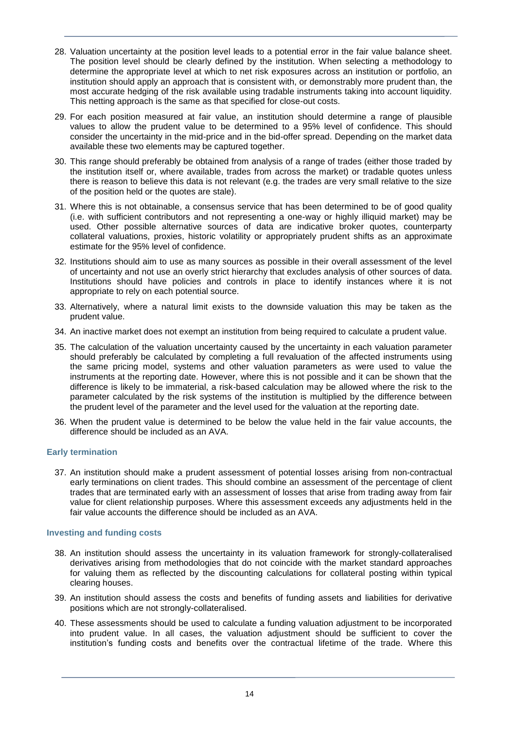28. Valuation uncertainty at the position level leads to a potential error in the fair value balance sheet. The position level should be clearly defined by the institution. When selecting a methodology to determine the appropriate level at which to net risk exposures across an institution or portfolio, an institution should apply an approach that is consistent with, or demonstrably more prudent than, the most accurate hedging of the risk available using tradable instruments taking into account liquidity. This netting approach is the same as that specified for close-out costs.

29. For each position measured at fair value, an institution should determine a range of plausible values to allow the prudent value to be determined to a 95% level of confidence. This should consider the uncertainty in the mid-price and in the bid-offer spread. Depending on the market data available these two elements may be captured together.

30. This range should preferably be obtained from analysis of a range of trades (either those traded by the institution itself or, where available, trades from across the market) or tradable quotes unless there is reason to believe this data is not relevant (e.g. the trades are very small relative to the size of the position held or the quotes are stale).

31. Where this is not obtainable, a consensus service that has been determined to be of good quality (i.e. with sufficient contributors and not representing a one-way or highly illiquid market) may be used. Other possible alternative sources of data are indicative broker quotes, counterparty collateral valuations, proxies, historic volatility or appropriately prudent shifts as an approximate estimate for the 95% level of confidence.

32. Institutions should aim to use as many sources as possible in their overall assessment of the level of uncertainty and not use an overly strict hierarchy that excludes analysis of other sources of data. Institutions should have policies and controls in place to identify instances where it is not appropriate to rely on each potential source.

33. Alternatively, where a natural limit exists to the downside valuation this may be taken as the prudent value.

34. An inactive market does not exempt an institution from being required to calculate a prudent value.

35. The calculation of the valuation uncertainty caused by the uncertainty in each valuation parameter should preferably be calculated by completing a full revaluation of the affected instruments using the same pricing model, systems and other valuation parameters as were used to value the instruments at the reporting date. However, where this is not possible and it can be shown that the difference is likely to be immaterial, a risk-based calculation may be allowed where the risk to the parameter calculated by the risk systems of the institution is multiplied by the difference between the prudent level of the parameter and the level used for the valuation at the reporting date.

36. When the prudent value is determined to be below the value held in the fair value accounts, the difference should be included as an AVA.

### Early termination

37. An institution should make a prudent assessment of potential losses arising from non-contractual early terminations on client trades. This should combine an assessment of the percentage of client trades that are terminated early with an assessment of losses that arise from trading away from fair value for client relationship purposes. Where this assessment exceeds any adjustments held in the fair value accounts the difference should be included as an AVA.

### Investing and funding costs

38. An institution should assess the uncertainty in its valuation framework for strongly-collateralised derivatives arising from methodologies that do not coincide with the market standard approaches for valuing them as reflected by the discounting calculations for collateral posting within typical clearing houses.

39. An institution should assess the costs and benefits of funding assets and liabilities for derivative positions which are not strongly-collateralised.

40. These assessments should be used to calculate a funding valuation adjustment to be incorporated into prudent value. In all cases, the valuation adjustment should be sufficient to cover the institution's funding costs and benefits over the contractual lifetime of the trade. Where this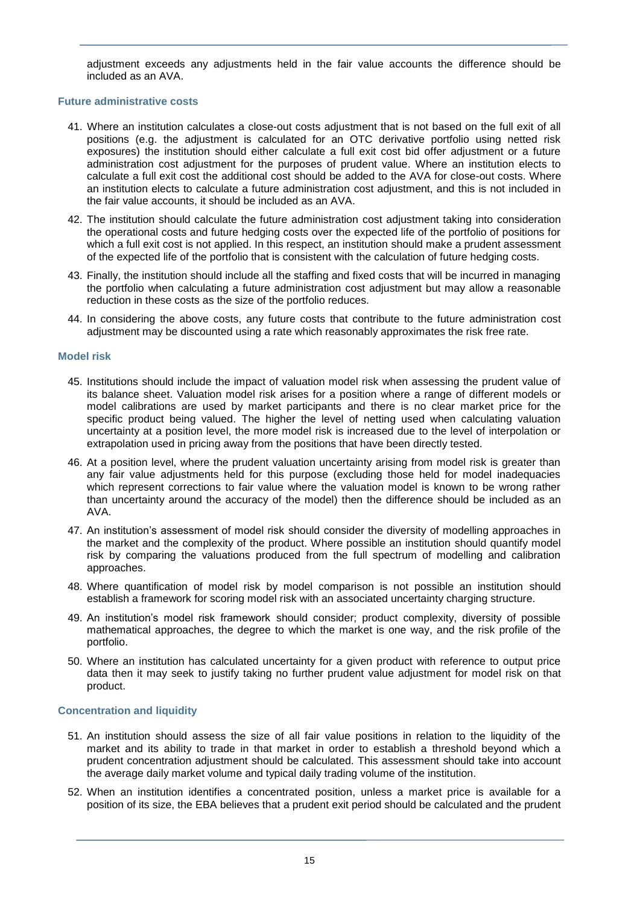adjustment exceeds any adjustments held in the fair value accounts the difference should be included as an AVA.

### Future administrative costs

41. Where an institution calculates a close-out costs adjustment that is not based on the full exit of all positions (e.g. the adjustment is calculated for an OTC derivative portfolio using netted risk exposures) the institution should either calculate a full exit cost bid offer adjustment or a future administration cost adjustment for the purposes of prudent value. Where an institution elects to calculate a full exit cost the additional cost should be added to the AVA for close-out costs. Where an institution elects to calculate a future administration cost adjustment, and this is not included in the fair value accounts, it should be included as an AVA.
42. The institution should calculate the future administration cost adjustment taking into consideration the operational costs and future hedging costs over the expected life of the portfolio of positions for which a full exit cost is not applied. In this respect, an institution should make a prudent assessment of the expected life of the portfolio that is consistent with the calculation of future hedging costs.
43. Finally, the institution should include all the staffing and fixed costs that will be incurred in managing the portfolio when calculating a future administration cost adjustment but may allow a reasonable reduction in these costs as the size of the portfolio reduces.
44. In considering the above costs, any future costs that contribute to the future administration cost adjustment may be discounted using a rate which reasonably approximates the risk free rate.

### Model risk

45. Institutions should include the impact of valuation model risk when assessing the prudent value of its balance sheet. Valuation model risk arises for a position where a range of different models or model calibrations are used by market participants and there is no clear market price for the specific product being valued. The higher the level of netting used when calculating valuation uncertainty at a position level, the more model risk is increased due to the level of interpolation or extrapolation used in pricing away from the positions that have been directly tested.
46. At a position level, where the prudent valuation uncertainty arising from model risk is greater than any fair value adjustments held for this purpose (excluding those held for model inadequacies which represent corrections to fair value where the valuation model is known to be wrong rather than uncertainty around the accuracy of the model) then the difference should be included as an AVA.
47. An institution's assessment of model risk should consider the diversity of modelling approaches in the market and the complexity of the product. Where possible an institution should quantify model risk by comparing the valuations produced from the full spectrum of modelling and calibration approaches.
48. Where quantification of model risk by model comparison is not possible an institution should establish a framework for scoring model risk with an associated uncertainty charging structure.
49. An institution's model risk framework should consider; product complexity, diversity of possible mathematical approaches, the degree to which the market is one way, and the risk profile of the portfolio.
50. Where an institution has calculated uncertainty for a given product with reference to output price data then it may seek to justify taking no further prudent value adjustment for model risk on that product.

### Concentration and liquidity

51. An institution should assess the size of all fair value positions in relation to the liquidity of the market and its ability to trade in that market in order to establish a threshold beyond which a prudent concentration adjustment should be calculated. This assessment should take into account the average daily market volume and typical daily trading volume of the institution.
52. When an institution identifies a concentrated position, unless a market price is available for a position of its size, the EBA believes that a prudent exit period should be calculated and the prudent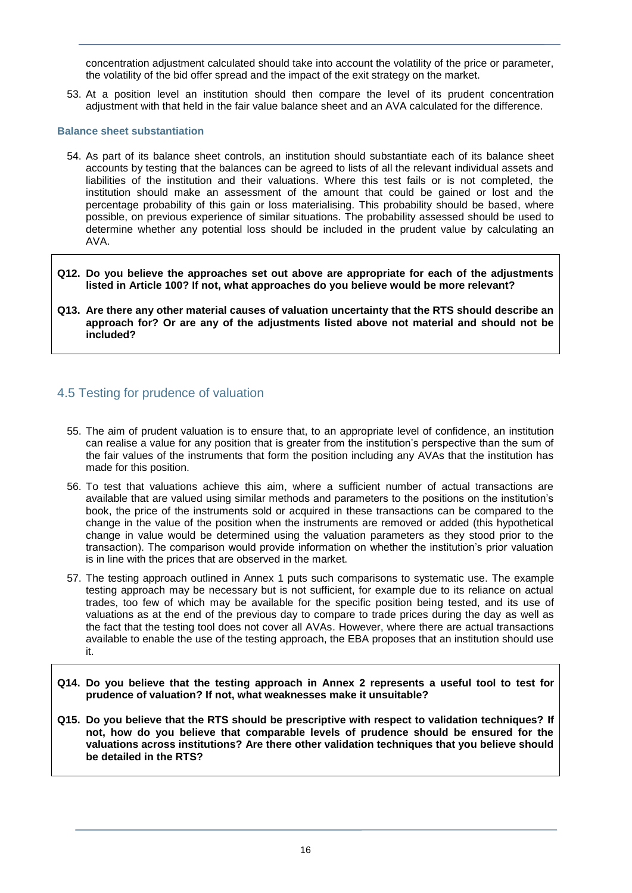concentration adjustment calculated should take into account the volatility of the price or parameter, the volatility of the bid offer spread and the impact of the exit strategy on the market.

53. At a position level an institution should then compare the level of its prudent concentration adjustment with that held in the fair value balance sheet and an AVA calculated for the difference.

### Balance sheet substantiation

54. As part of its balance sheet controls, an institution should substantiate each of its balance sheet accounts by testing that the balances can be agreed to lists of all the relevant individual assets and liabilities of the institution and their valuations. Where this test fails or is not completed, the institution should make an assessment of the amount that could be gained or lost and the percentage probability of this gain or loss materialising. This probability should be based, where possible, on previous experience of similar situations. The probability assessed should be used to determine whether any potential loss should be included in the prudent value by calculating an AVA.

**Q12. Do you believe the approaches set out above are appropriate for each of the adjustments listed in Article 100? If not, what approaches do you believe would be more relevant?**

**Q13. Are there any other material causes of valuation uncertainty that the RTS should describe an approach for? Or are any of the adjustments listed above not material and should not be included?**

## 4.5 Testing for prudence of valuation

55. The aim of prudent valuation is to ensure that, to an appropriate level of confidence, an institution can realise a value for any position that is greater from the institution's perspective than the sum of the fair values of the instruments that form the position including any AVAs that the institution has made for this position.

56. To test that valuations achieve this aim, where a sufficient number of actual transactions are available that are valued using similar methods and parameters to the positions on the institution's book, the price of the instruments sold or acquired in these transactions can be compared to the change in the value of the position when the instruments are removed or added (this hypothetical change in value would be determined using the valuation parameters as they stood prior to the transaction). The comparison would provide information on whether the institution's prior valuation is in line with the prices that are observed in the market.

57. The testing approach outlined in Annex 1 puts such comparisons to systematic use. The example testing approach may be necessary but is not sufficient, for example due to its reliance on actual trades, too few of which may be available for the specific position being tested, and its use of valuations as at the end of the previous day to compare to trade prices during the day as well as the fact that the testing tool does not cover all AVAs. However, where there are actual transactions available to enable the use of the testing approach, the EBA proposes that an institution should use it.

**Q14. Do you believe that the testing approach in Annex 2 represents a useful tool to test for prudence of valuation? If not, what weaknesses make it unsuitable?**

**Q15. Do you believe that the RTS should be prescriptive with respect to validation techniques? If not, how do you believe that comparable levels of prudence should be ensured for the valuations across institutions? Are there other validation techniques that you believe should be detailed in the RTS?**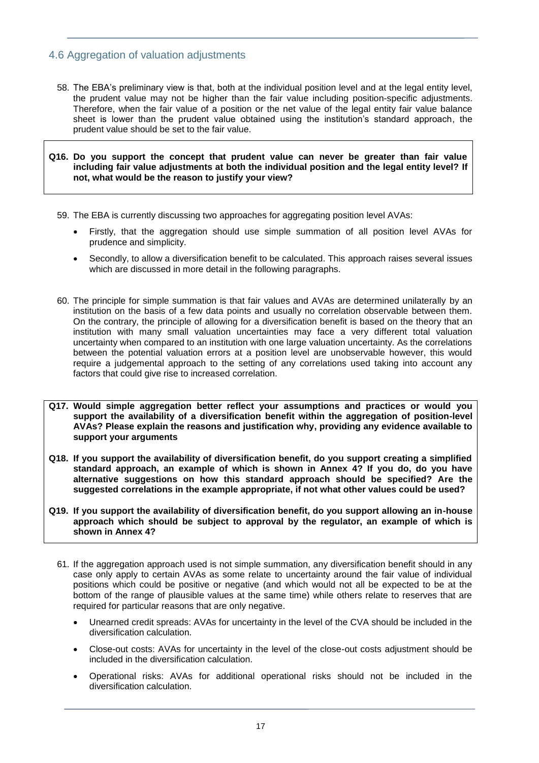## 4.6 Aggregation of valuation adjustments

58. The EBA's preliminary view is that, both at the individual position level and at the legal entity level, the prudent value may not be higher than the fair value including position-specific adjustments. Therefore, when the fair value of a position or the net value of the legal entity fair value balance sheet is lower than the prudent value obtained using the institution's standard approach, the prudent value should be set to the fair value.

**Q16. Do you support the concept that prudent value can never be greater than fair value including fair value adjustments at both the individual position and the legal entity level? If not, what would be the reason to justify your view?**

59. The EBA is currently discussing two approaches for aggregating position level AVAs:
    - Firstly, that the aggregation should use simple summation of all position level AVAs for prudence and simplicity.
    - Secondly, to allow a diversification benefit to be calculated. This approach raises several issues which are discussed in more detail in the following paragraphs.

60. The principle for simple summation is that fair values and AVAs are determined unilaterally by an institution on the basis of a few data points and usually no correlation observable between them. On the contrary, the principle of allowing for a diversification benefit is based on the theory that an institution with many small valuation uncertainties may face a very different total valuation uncertainty when compared to an institution with one large valuation uncertainty. As the correlations between the potential valuation errors at a position level are unobservable however, this would require a judgemental approach to the setting of any correlations used taking into account any factors that could give rise to increased correlation.

**Q17. Would simple aggregation better reflect your assumptions and practices or would you support the availability of a diversification benefit within the aggregation of position-level AVAs? Please explain the reasons and justification why, providing any evidence available to support your arguments**

**Q18. If you support the availability of diversification benefit, do you support creating a simplified standard approach, an example of which is shown in Annex 4? If you do, do you have alternative suggestions on how this standard approach should be specified? Are the suggested correlations in the example appropriate, if not what other values could be used?**

**Q19. If you support the availability of diversification benefit, do you support allowing an in-house approach which should be subject to approval by the regulator, an example of which is shown in Annex 4?**

61. If the aggregation approach used is not simple summation, any diversification benefit should in any case only apply to certain AVAs as some relate to uncertainty around the fair value of individual positions which could be positive or negative (and which would not all be expected to be at the bottom of the range of plausible values at the same time) while others relate to reserves that are required for particular reasons that are only negative.
    - Unearned credit spreads: AVAs for uncertainty in the level of the CVA should be included in the diversification calculation.
    - Close-out costs: AVAs for uncertainty in the level of the close-out costs adjustment should be included in the diversification calculation.
    - Operational risks: AVAs for additional operational risks should not be included in the diversification calculation.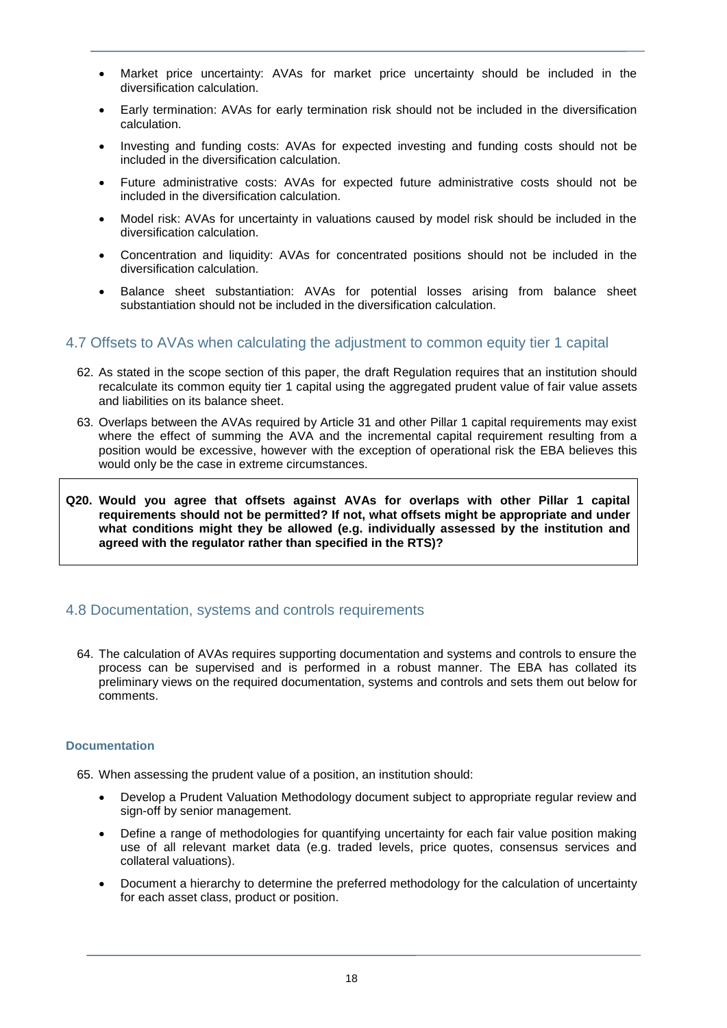- Market price uncertainty: AVAs for market price uncertainty should be included in the diversification calculation.
- Early termination: AVAs for early termination risk should not be included in the diversification calculation.
- Investing and funding costs: AVAs for expected investing and funding costs should not be included in the diversification calculation.
- Future administrative costs: AVAs for expected future administrative costs should not be included in the diversification calculation.
- Model risk: AVAs for uncertainty in valuations caused by model risk should be included in the diversification calculation.
- Concentration and liquidity: AVAs for concentrated positions should not be included in the diversification calculation.
- Balance sheet substantiation: AVAs for potential losses arising from balance sheet substantiation should not be included in the diversification calculation.

## 4.7 Offsets to AVAs when calculating the adjustment to common equity tier 1 capital

62. As stated in the scope section of this paper, the draft Regulation requires that an institution should recalculate its common equity tier 1 capital using the aggregated prudent value of fair value assets and liabilities on its balance sheet.

63. Overlaps between the AVAs required by Article 31 and other Pillar 1 capital requirements may exist where the effect of summing the AVA and the incremental capital requirement resulting from a position would be excessive, however with the exception of operational risk the EBA believes this would only be the case in extreme circumstances.

**Q20. Would you agree that offsets against AVAs for overlaps with other Pillar 1 capital requirements should not be permitted? If not, what offsets might be appropriate and under what conditions might they be allowed (e.g. individually assessed by the institution and agreed with the regulator rather than specified in the RTS)?**

## 4.8 Documentation, systems and controls requirements

64. The calculation of AVAs requires supporting documentation and systems and controls to ensure the process can be supervised and is performed in a robust manner. The EBA has collated its preliminary views on the required documentation, systems and controls and sets them out below for comments.

### Documentation

65. When assessing the prudent value of a position, an institution should:

- Develop a Prudent Valuation Methodology document subject to appropriate regular review and sign-off by senior management.
- Define a range of methodologies for quantifying uncertainty for each fair value position making use of all relevant market data (e.g. traded levels, price quotes, consensus services and collateral valuations).
- Document a hierarchy to determine the preferred methodology for the calculation of uncertainty for each asset class, product or position.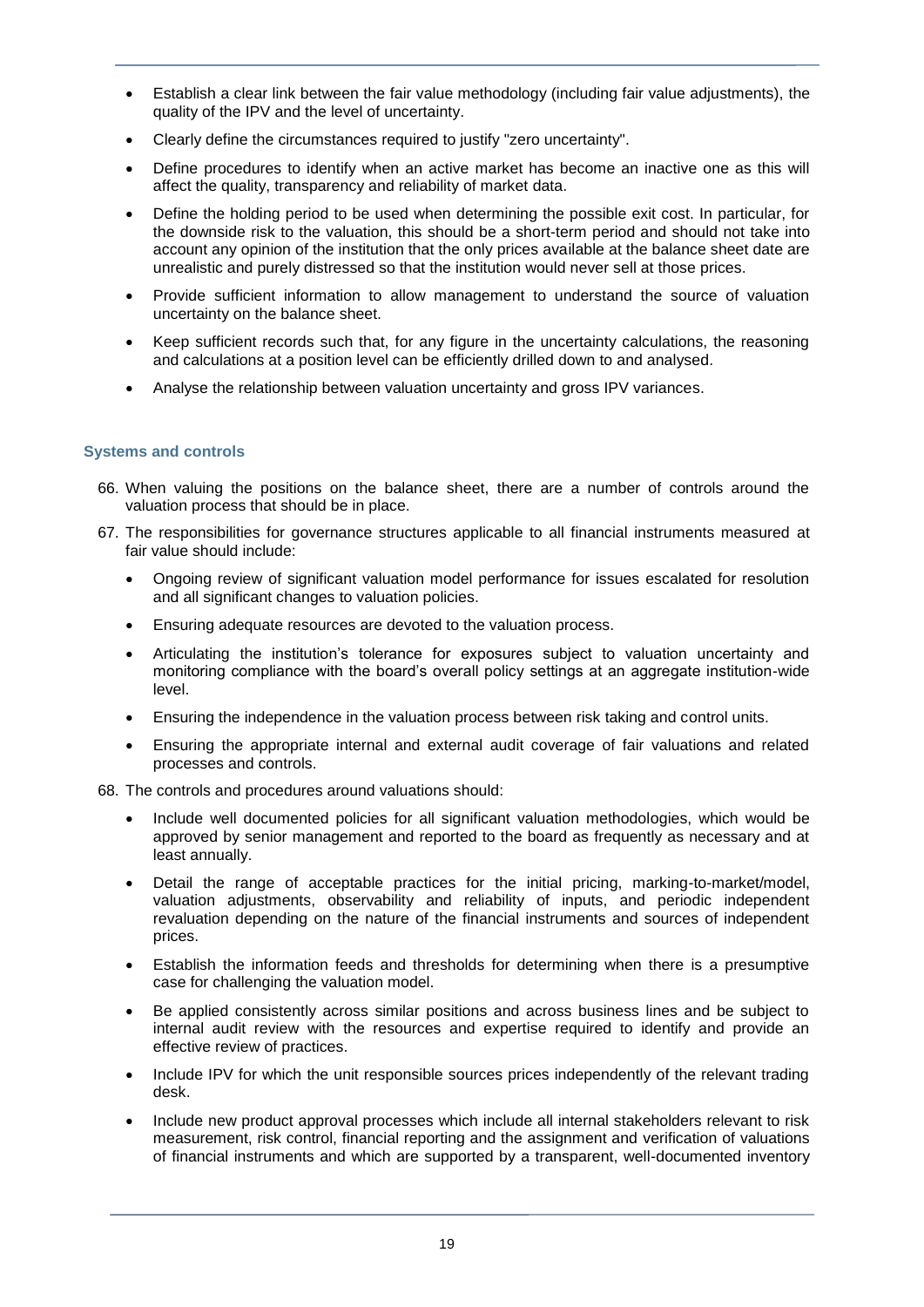- Establish a clear link between the fair value methodology (including fair value adjustments), the quality of the IPV and the level of uncertainty.
- Clearly define the circumstances required to justify "zero uncertainty".
- Define procedures to identify when an active market has become an inactive one as this will affect the quality, transparency and reliability of market data.
- Define the holding period to be used when determining the possible exit cost. In particular, for the downside risk to the valuation, this should be a short-term period and should not take into account any opinion of the institution that the only prices available at the balance sheet date are unrealistic and purely distressed so that the institution would never sell at those prices.
- Provide sufficient information to allow management to understand the source of valuation uncertainty on the balance sheet.
- Keep sufficient records such that, for any figure in the uncertainty calculations, the reasoning and calculations at a position level can be efficiently drilled down to and analysed.
- Analyse the relationship between valuation uncertainty and gross IPV variances.

### Systems and controls

66. When valuing the positions on the balance sheet, there are a number of controls around the valuation process that should be in place.

67. The responsibilities for governance structures applicable to all financial instruments measured at fair value should include:
    - Ongoing review of significant valuation model performance for issues escalated for resolution and all significant changes to valuation policies.
    - Ensuring adequate resources are devoted to the valuation process.
    - Articulating the institution's tolerance for exposures subject to valuation uncertainty and monitoring compliance with the board's overall policy settings at an aggregate institution-wide level.
    - Ensuring the independence in the valuation process between risk taking and control units.
    - Ensuring the appropriate internal and external audit coverage of fair valuations and related processes and controls.

68. The controls and procedures around valuations should:
    - Include well documented policies for all significant valuation methodologies, which would be approved by senior management and reported to the board as frequently as necessary and at least annually.
    - Detail the range of acceptable practices for the initial pricing, marking-to-market/model, valuation adjustments, observability and reliability of inputs, and periodic independent revaluation depending on the nature of the financial instruments and sources of independent prices.
    - Establish the information feeds and thresholds for determining when there is a presumptive case for challenging the valuation model.
    - Be applied consistently across similar positions and across business lines and be subject to internal audit review with the resources and expertise required to identify and provide an effective review of practices.
    - Include IPV for which the unit responsible sources prices independently of the relevant trading desk.
    - Include new product approval processes which include all internal stakeholders relevant to risk measurement, risk control, financial reporting and the assignment and verification of valuations of financial instruments and which are supported by a transparent, well-documented inventory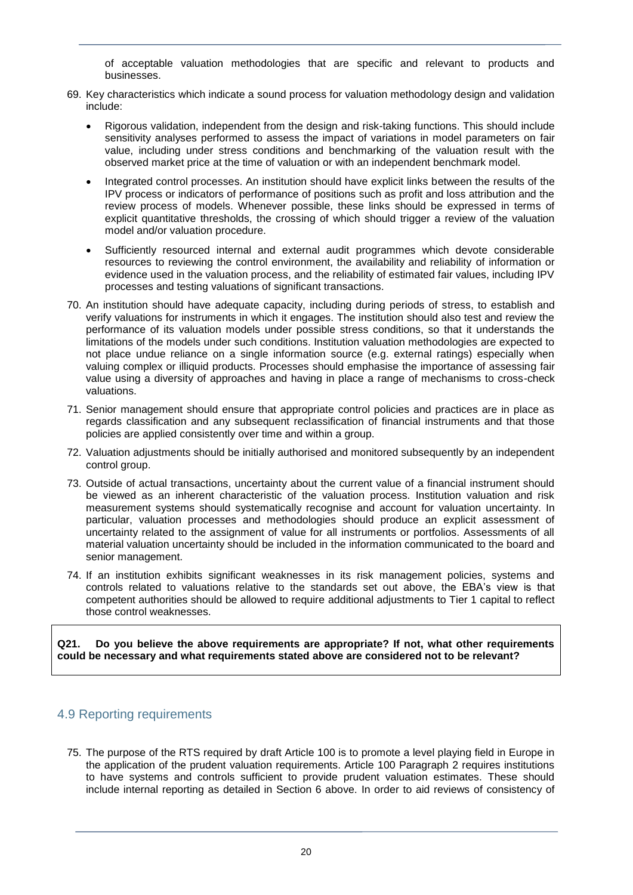of acceptable valuation methodologies that are specific and relevant to products and businesses.

69. Key characteristics which indicate a sound process for valuation methodology design and validation include:

    - Rigorous validation, independent from the design and risk-taking functions. This should include sensitivity analyses performed to assess the impact of variations in model parameters on fair value, including under stress conditions and benchmarking of the valuation result with the observed market price at the time of valuation or with an independent benchmark model.
    - Integrated control processes. An institution should have explicit links between the results of the IPV process or indicators of performance of positions such as profit and loss attribution and the review process of models. Whenever possible, these links should be expressed in terms of explicit quantitative thresholds, the crossing of which should trigger a review of the valuation model and/or valuation procedure.
    - Sufficiently resourced internal and external audit programmes which devote considerable resources to reviewing the control environment, the availability and reliability of information or evidence used in the valuation process, and the reliability of estimated fair values, including IPV processes and testing valuations of significant transactions.

70. An institution should have adequate capacity, including during periods of stress, to establish and verify valuations for instruments in which it engages. The institution should also test and review the performance of its valuation models under possible stress conditions, so that it understands the limitations of the models under such conditions. Institution valuation methodologies are expected to not place undue reliance on a single information source (e.g. external ratings) especially when valuing complex or illiquid products. Processes should emphasise the importance of assessing fair value using a diversity of approaches and having in place a range of mechanisms to cross-check valuations.

71. Senior management should ensure that appropriate control policies and practices are in place as regards classification and any subsequent reclassification of financial instruments and that those policies are applied consistently over time and within a group.

72. Valuation adjustments should be initially authorised and monitored subsequently by an independent control group.

73. Outside of actual transactions, uncertainty about the current value of a financial instrument should be viewed as an inherent characteristic of the valuation process. Institution valuation and risk measurement systems should systematically recognise and account for valuation uncertainty. In particular, valuation processes and methodologies should produce an explicit assessment of uncertainty related to the assignment of value for all instruments or portfolios. Assessments of all material valuation uncertainty should be included in the information communicated to the board and senior management.

74. If an institution exhibits significant weaknesses in its risk management policies, systems and controls related to valuations relative to the standards set out above, the EBA's view is that competent authorities should be allowed to require additional adjustments to Tier 1 capital to reflect those control weaknesses.

**Q21. Do you believe the above requirements are appropriate? If not, what other requirements could be necessary and what requirements stated above are considered not to be relevant?**

## 4.9 Reporting requirements

75. The purpose of the RTS required by draft Article 100 is to promote a level playing field in Europe in the application of the prudent valuation requirements. Article 100 Paragraph 2 requires institutions to have systems and controls sufficient to provide prudent valuation estimates. These should include internal reporting as detailed in Section 6 above. In order to aid reviews of consistency of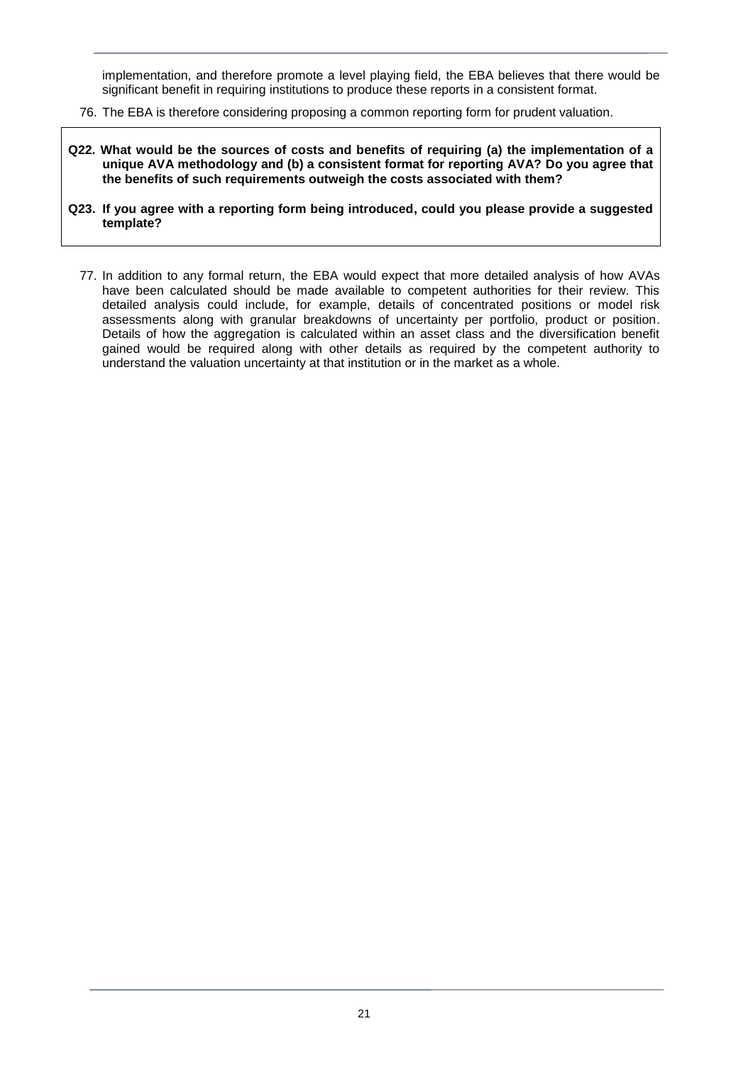implementation, and therefore promote a level playing field, the EBA believes that there would be significant benefit in requiring institutions to produce these reports in a consistent format.

76. The EBA is therefore considering proposing a common reporting form for prudent valuation.

**Q22. What would be the sources of costs and benefits of requiring (a) the implementation of a unique AVA methodology and (b) a consistent format for reporting AVA? Do you agree that the benefits of such requirements outweigh the costs associated with them?**

**Q23. If you agree with a reporting form being introduced, could you please provide a suggested template?**

77. In addition to any formal return, the EBA would expect that more detailed analysis of how AVAs have been calculated should be made available to competent authorities for their review. This detailed analysis could include, for example, details of concentrated positions or model risk assessments along with granular breakdowns of uncertainty per portfolio, product or position. Details of how the aggregation is calculated within an asset class and the diversification benefit gained would be required along with other details as required by the competent authority to understand the valuation uncertainty at that institution or in the market as a whole.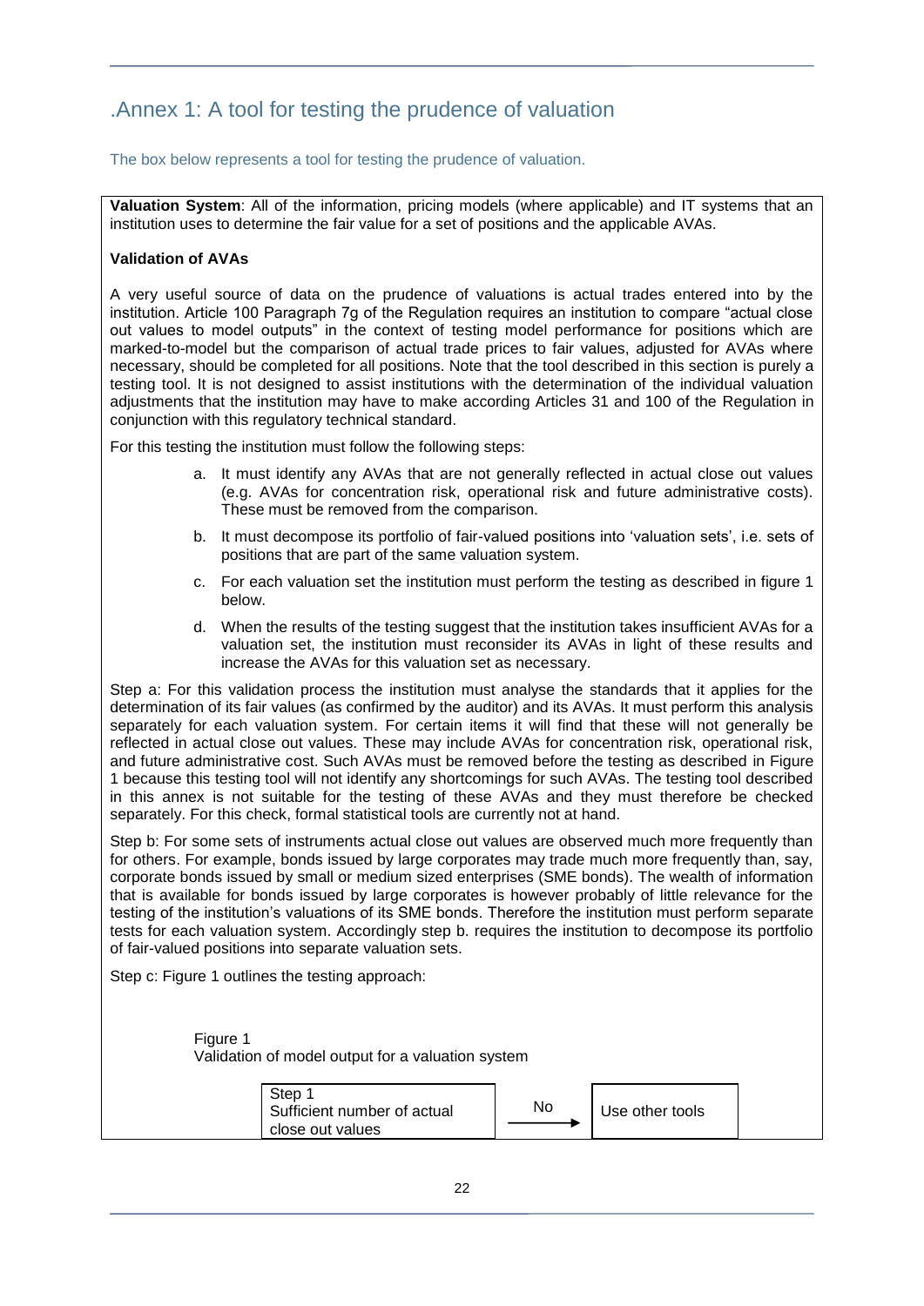# .Annex 1: A tool for testing the prudence of valuation

The box below represents a tool for testing the prudence of valuation.

**Valuation System**: All of the information, pricing models (where applicable) and IT systems that an institution uses to determine the fair value for a set of positions and the applicable AVAs.

**Validation of AVAs**

A very useful source of data on the prudence of valuations is actual trades entered into by the institution. Article 100 Paragraph 7g of the Regulation requires an institution to compare "actual close out values to model outputs" in the context of testing model performance for positions which are marked-to-model but the comparison of actual trade prices to fair values, adjusted for AVAs where necessary, should be completed for all positions. Note that the tool described in this section is purely a testing tool. It is not designed to assist institutions with the determination of the individual valuation adjustments that the institution may have to make according Articles 31 and 100 of the Regulation in conjunction with this regulatory technical standard.

For this testing the institution must follow the following steps:

a. It must identify any AVAs that are not generally reflected in actual close out values (e.g. AVAs for concentration risk, operational risk and future administrative costs). These must be removed from the comparison.

b. It must decompose its portfolio of fair-valued positions into 'valuation sets', i.e. sets of positions that are part of the same valuation system.

c. For each valuation set the institution must perform the testing as described in figure 1 below.

d. When the results of the testing suggest that the institution takes insufficient AVAs for a valuation set, the institution must reconsider its AVAs in light of these results and increase the AVAs for this valuation set as necessary.

Step a: For this validation process the institution must analyse the standards that it applies for the determination of its fair values (as confirmed by the auditor) and its AVAs. It must perform this analysis separately for each valuation system. For certain items it will find that these will not generally be reflected in actual close out values. These may include AVAs for concentration risk, operational risk, and future administrative cost. Such AVAs must be removed before the testing as described in Figure 1 because this testing tool will not identify any shortcomings for such AVAs. The testing tool described in this annex is not suitable for the testing of these AVAs and they must therefore be checked separately. For this check, formal statistical tools are currently not at hand.

Step b: For some sets of instruments actual close out values are observed much more frequently than for others. For example, bonds issued by large corporates may trade much more frequently than, say, corporate bonds issued by small or medium sized enterprises (SME bonds). The wealth of information that is available for bonds issued by large corporates is however probably of little relevance for the testing of the institution's valuations of its SME bonds. Therefore the institution must perform separate tests for each valuation system. Accordingly step b. requires the institution to decompose its portfolio of fair-valued positions into separate valuation sets.

Step c: Figure 1 outlines the testing approach:

Figure 1
Validation of model output for a valuation system

Step 1
Sufficient number of actual close out values —No→ Use other tools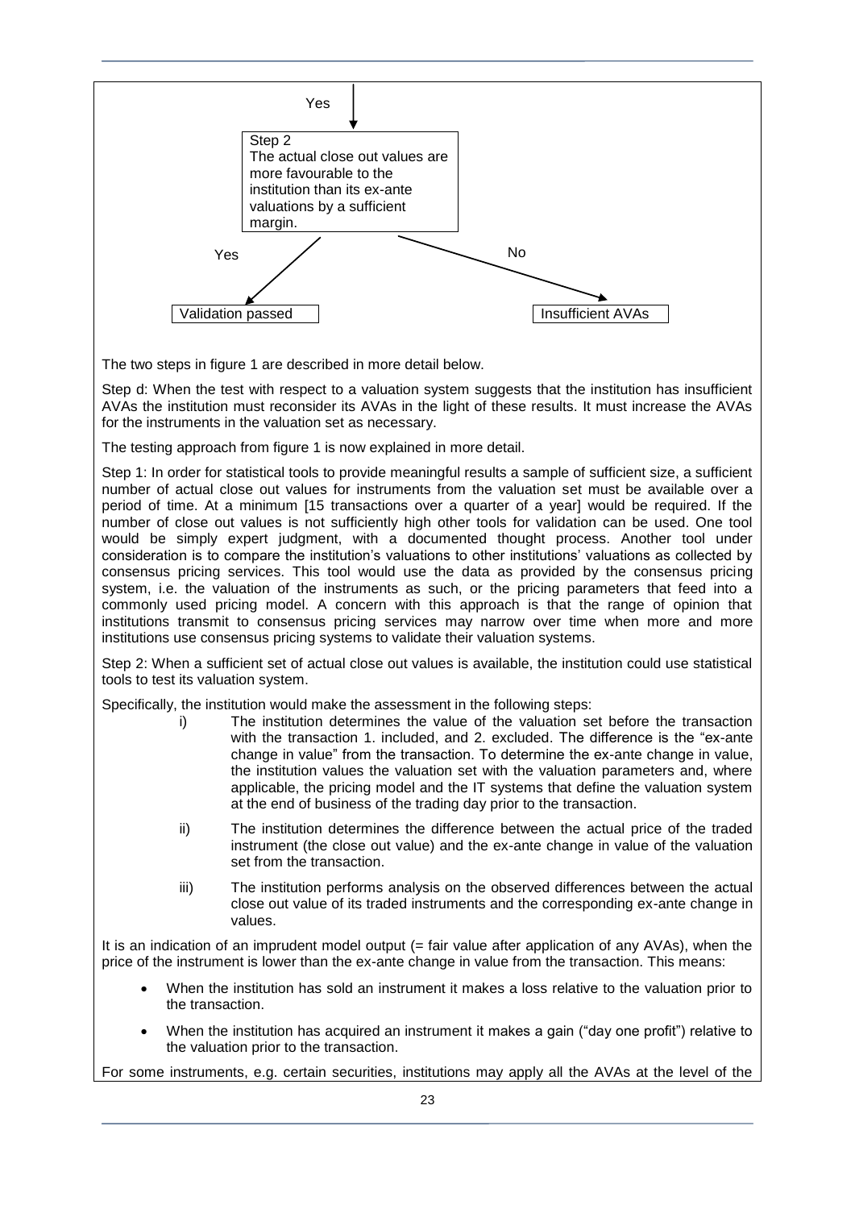Yes

Step 2
The actual close out values are more favourable to the institution than its ex-ante valuations by a sufficient margin.

Yes — Validation passed

No — Insufficient AVAs

The two steps in figure 1 are described in more detail below.

Step d: When the test with respect to a valuation system suggests that the institution has insufficient AVAs the institution must reconsider its AVAs in the light of these results. It must increase the AVAs for the instruments in the valuation set as necessary.

The testing approach from figure 1 is now explained in more detail.

Step 1: In order for statistical tools to provide meaningful results a sample of sufficient size, a sufficient number of actual close out values for instruments from the valuation set must be available over a period of time. At a minimum [15 transactions over a quarter of a year] would be required. If the number of close out values is not sufficiently high other tools for validation can be used. One tool would be simply expert judgment, with a documented thought process. Another tool under consideration is to compare the institution's valuations to other institutions' valuations as collected by consensus pricing services. This tool would use the data as provided by the consensus pricing system, i.e. the valuation of the instruments as such, or the pricing parameters that feed into a commonly used pricing model. A concern with this approach is that the range of opinion that institutions transmit to consensus pricing services may narrow over time when more and more institutions use consensus pricing systems to validate their valuation systems.

Step 2: When a sufficient set of actual close out values is available, the institution could use statistical tools to test its valuation system.

Specifically, the institution would make the assessment in the following steps:

i) The institution determines the value of the valuation set before the transaction with the transaction 1. included, and 2. excluded. The difference is the "ex-ante change in value" from the transaction. To determine the ex-ante change in value, the institution values the valuation set with the valuation parameters and, where applicable, the pricing model and the IT systems that define the valuation system at the end of business of the trading day prior to the transaction.

ii) The institution determines the difference between the actual price of the traded instrument (the close out value) and the ex-ante change in value of the valuation set from the transaction.

iii) The institution performs analysis on the observed differences between the actual close out value of its traded instruments and the corresponding ex-ante change in values.

It is an indication of an imprudent model output (= fair value after application of any AVAs), when the price of the instrument is lower than the ex-ante change in value from the transaction. This means:

- When the institution has sold an instrument it makes a loss relative to the valuation prior to the transaction.
- When the institution has acquired an instrument it makes a gain ("day one profit") relative to the valuation prior to the transaction.

For some instruments, e.g. certain securities, institutions may apply all the AVAs at the level of the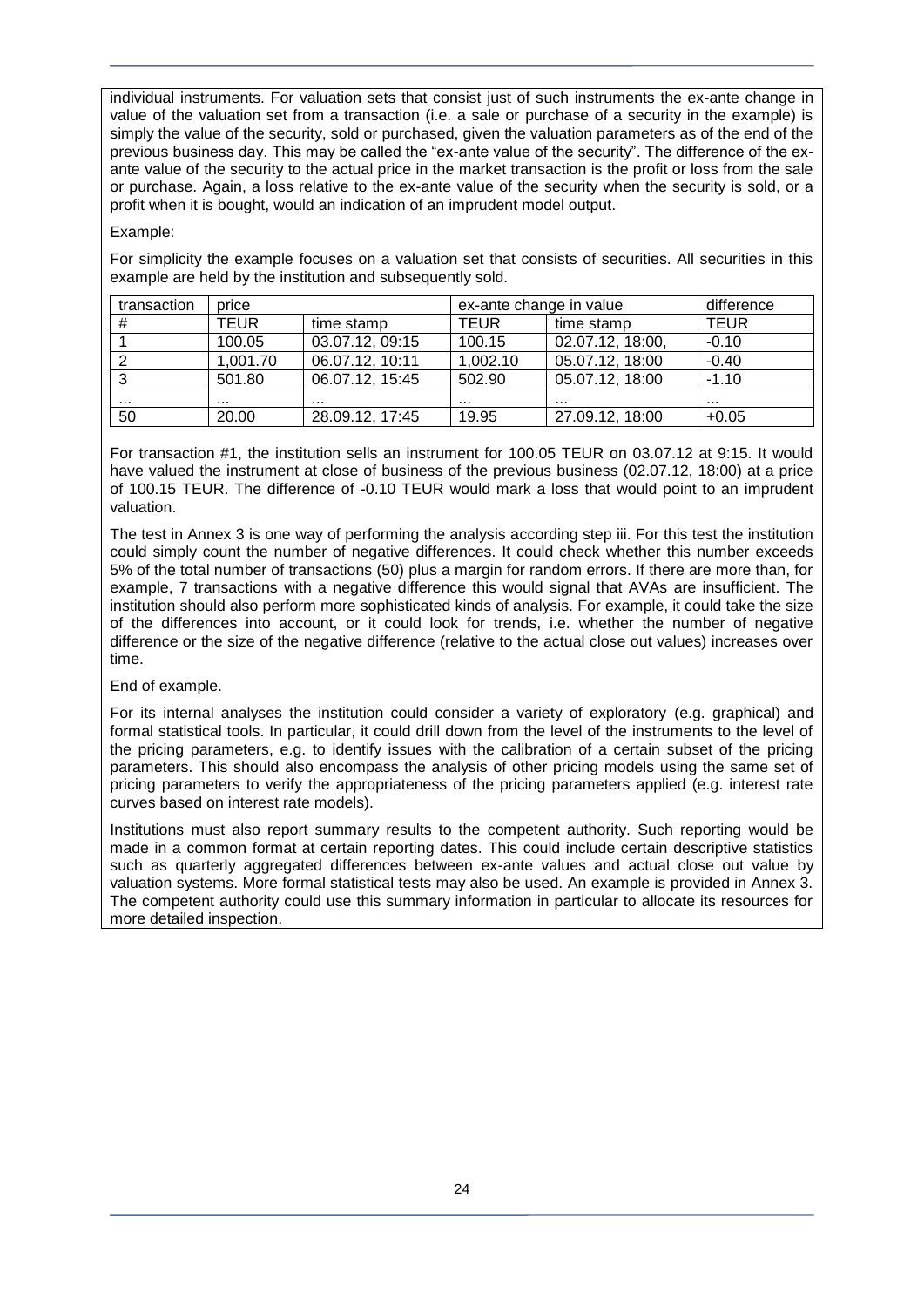individual instruments. For valuation sets that consist just of such instruments the ex-ante change in value of the valuation set from a transaction (i.e. a sale or purchase of a security in the example) is simply the value of the security, sold or purchased, given the valuation parameters as of the end of the previous business day. This may be called the "ex-ante value of the security". The difference of the ex-ante value of the security to the actual price in the market transaction is the profit or loss from the sale or purchase. Again, a loss relative to the ex-ante value of the security when the security is sold, or a profit when it is bought, would an indication of an imprudent model output.

Example:

For simplicity the example focuses on a valuation set that consists of securities. All securities in this example are held by the institution and subsequently sold.

| transaction | price | | ex-ante change in value | | difference |
|---|---|---|---|---|---|
| # | TEUR | time stamp | TEUR | time stamp | TEUR |
| 1 | 100.05 | 03.07.12, 09:15 | 100.15 | 02.07.12, 18:00, | -0.10 |
| 2 | 1,001.70 | 06.07.12, 10:11 | 1,002.10 | 05.07.12, 18:00 | -0.40 |
| 3 | 501.80 | 06.07.12, 15:45 | 502.90 | 05.07.12, 18:00 | -1.10 |
| ... | ... | ... | ... | ... | ... |
| 50 | 20.00 | 28.09.12, 17:45 | 19.95 | 27.09.12, 18:00 | +0.05 |

For transaction #1, the institution sells an instrument for 100.05 TEUR on 03.07.12 at 9:15. It would have valued the instrument at close of business of the previous business (02.07.12, 18:00) at a price of 100.15 TEUR. The difference of -0.10 TEUR would mark a loss that would point to an imprudent valuation.

The test in Annex 3 is one way of performing the analysis according step iii. For this test the institution could simply count the number of negative differences. It could check whether this number exceeds 5% of the total number of transactions (50) plus a margin for random errors. If there are more than, for example, 7 transactions with a negative difference this would signal that AVAs are insufficient. The institution should also perform more sophisticated kinds of analysis. For example, it could take the size of the differences into account, or it could look for trends, i.e. whether the number of negative difference or the size of the negative difference (relative to the actual close out values) increases over time.

End of example.

For its internal analyses the institution could consider a variety of exploratory (e.g. graphical) and formal statistical tools. In particular, it could drill down from the level of the instruments to the level of the pricing parameters, e.g. to identify issues with the calibration of a certain subset of the pricing parameters. This should also encompass the analysis of other pricing models using the same set of pricing parameters to verify the appropriateness of the pricing parameters applied (e.g. interest rate curves based on interest rate models).

Institutions must also report summary results to the competent authority. Such reporting would be made in a common format at certain reporting dates. This could include certain descriptive statistics such as quarterly aggregated differences between ex-ante values and actual close out value by valuation systems. More formal statistical tests may also be used. An example is provided in Annex 3. The competent authority could use this summary information in particular to allocate its resources for more detailed inspection.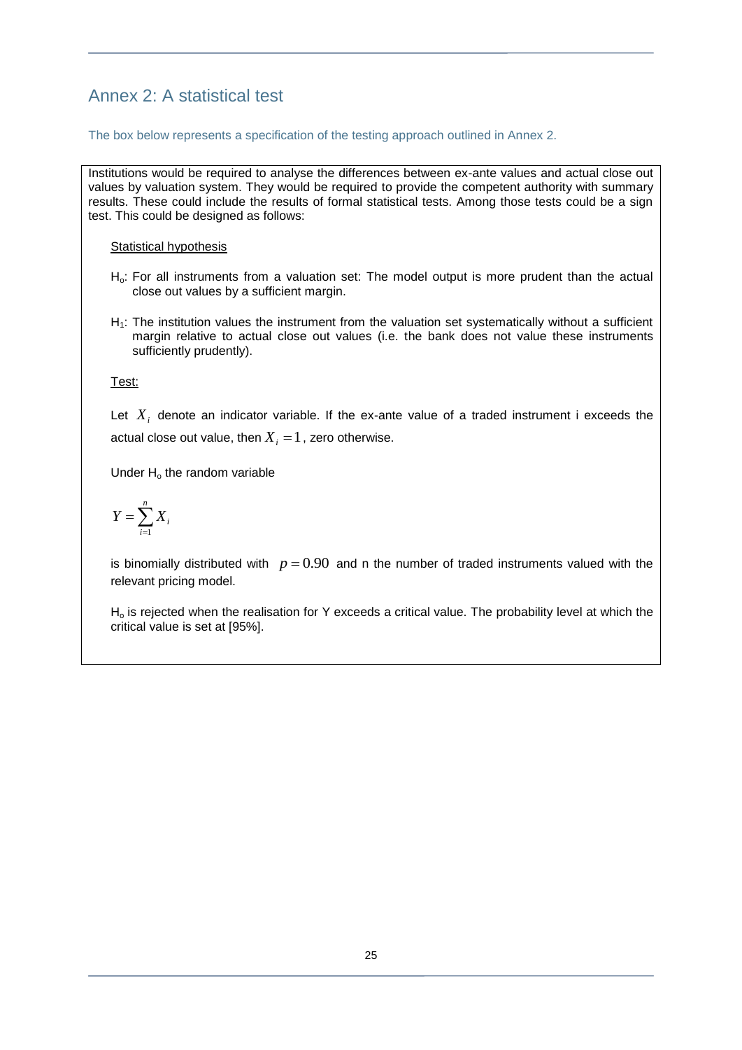## Annex 2: A statistical test

The box below represents a specification of the testing approach outlined in Annex 2.

Institutions would be required to analyse the differences between ex-ante values and actual close out values by valuation system. They would be required to provide the competent authority with summary results. These could include the results of formal statistical tests. Among those tests could be a sign test. This could be designed as follows:

Statistical hypothesis

$H_o$: For all instruments from a valuation set: The model output is more prudent than the actual close out values by a sufficient margin.

$H_1$: The institution values the instrument from the valuation set systematically without a sufficient margin relative to actual close out values (i.e. the bank does not value these instruments sufficiently prudently).

Test:

Let $X_i$ denote an indicator variable. If the ex-ante value of a traded instrument i exceeds the actual close out value, then $X_i = 1$, zero otherwise.

Under $H_o$ the random variable

$$Y = \sum_{i=1}^{n} X_i$$

is binomially distributed with $p = 0.90$ and n the number of traded instruments valued with the relevant pricing model.

$H_o$ is rejected when the realisation for Y exceeds a critical value. The probability level at which the critical value is set at [95%].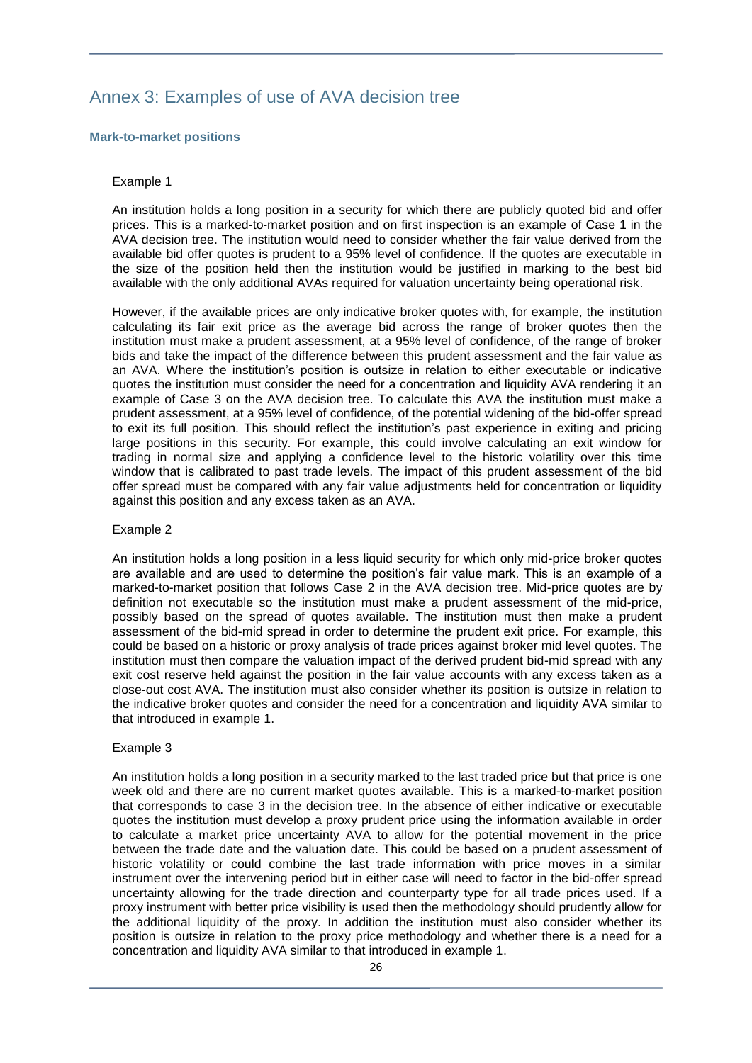## Annex 3: Examples of use of AVA decision tree

### Mark-to-market positions

Example 1

An institution holds a long position in a security for which there are publicly quoted bid and offer prices. This is a marked-to-market position and on first inspection is an example of Case 1 in the AVA decision tree. The institution would need to consider whether the fair value derived from the available bid offer quotes is prudent to a 95% level of confidence. If the quotes are executable in the size of the position held then the institution would be justified in marking to the best bid available with the only additional AVAs required for valuation uncertainty being operational risk.

However, if the available prices are only indicative broker quotes with, for example, the institution calculating its fair exit price as the average bid across the range of broker quotes then the institution must make a prudent assessment, at a 95% level of confidence, of the range of broker bids and take the impact of the difference between this prudent assessment and the fair value as an AVA. Where the institution's position is outsize in relation to either executable or indicative quotes the institution must consider the need for a concentration and liquidity AVA rendering it an example of Case 3 on the AVA decision tree. To calculate this AVA the institution must make a prudent assessment, at a 95% level of confidence, of the potential widening of the bid-offer spread to exit its full position. This should reflect the institution's past experience in exiting and pricing large positions in this security. For example, this could involve calculating an exit window for trading in normal size and applying a confidence level to the historic volatility over this time window that is calibrated to past trade levels. The impact of this prudent assessment of the bid offer spread must be compared with any fair value adjustments held for concentration or liquidity against this position and any excess taken as an AVA.

Example 2

An institution holds a long position in a less liquid security for which only mid-price broker quotes are available and are used to determine the position's fair value mark. This is an example of a marked-to-market position that follows Case 2 in the AVA decision tree. Mid-price quotes are by definition not executable so the institution must make a prudent assessment of the mid-price, possibly based on the spread of quotes available. The institution must then make a prudent assessment of the bid-mid spread in order to determine the prudent exit price. For example, this could be based on a historic or proxy analysis of trade prices against broker mid level quotes. The institution must then compare the valuation impact of the derived prudent bid-mid spread with any exit cost reserve held against the position in the fair value accounts with any excess taken as a close-out cost AVA. The institution must also consider whether its position is outsize in relation to the indicative broker quotes and consider the need for a concentration and liquidity AVA similar to that introduced in example 1.

Example 3

An institution holds a long position in a security marked to the last traded price but that price is one week old and there are no current market quotes available. This is a marked-to-market position that corresponds to case 3 in the decision tree. In the absence of either indicative or executable quotes the institution must develop a proxy prudent price using the information available in order to calculate a market price uncertainty AVA to allow for the potential movement in the price between the trade date and the valuation date. This could be based on a prudent assessment of historic volatility or could combine the last trade information with price moves in a similar instrument over the intervening period but in either case will need to factor in the bid-offer spread uncertainty allowing for the trade direction and counterparty type for all trade prices used. If a proxy instrument with better price visibility is used then the methodology should prudently allow for the additional liquidity of the proxy. In addition the institution must also consider whether its position is outsize in relation to the proxy price methodology and whether there is a need for a concentration and liquidity AVA similar to that introduced in example 1.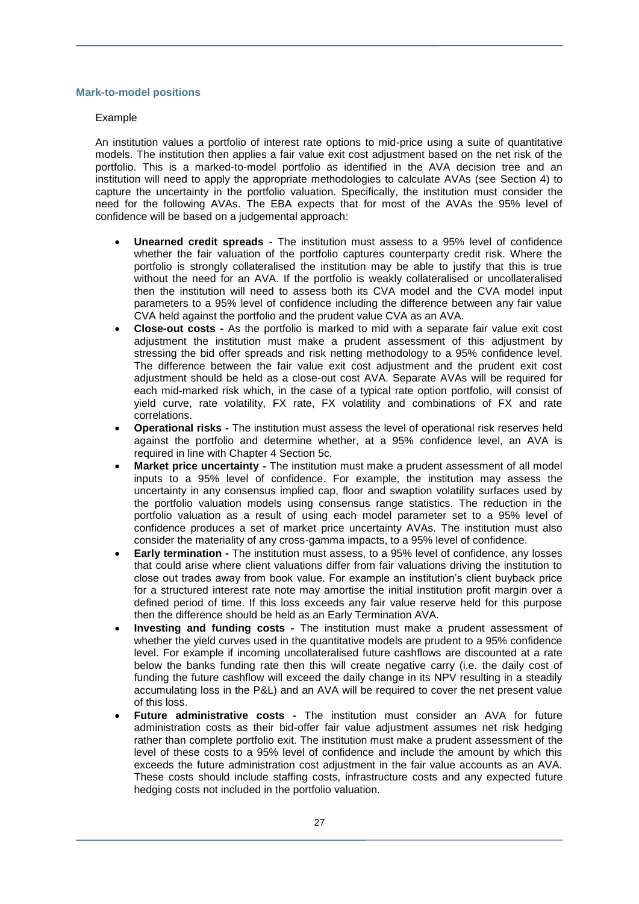### Mark-to-model positions

Example

An institution values a portfolio of interest rate options to mid-price using a suite of quantitative models. The institution then applies a fair value exit cost adjustment based on the net risk of the portfolio. This is a marked-to-model portfolio as identified in the AVA decision tree and an institution will need to apply the appropriate methodologies to calculate AVAs (see Section 4) to capture the uncertainty in the portfolio valuation. Specifically, the institution must consider the need for the following AVAs. The EBA expects that for most of the AVAs the 95% level of confidence will be based on a judgemental approach:

- **Unearned credit spreads** - The institution must assess to a 95% level of confidence whether the fair valuation of the portfolio captures counterparty credit risk. Where the portfolio is strongly collateralised the institution may be able to justify that this is true without the need for an AVA. If the portfolio is weakly collateralised or uncollateralised then the institution will need to assess both its CVA model and the CVA model input parameters to a 95% level of confidence including the difference between any fair value CVA held against the portfolio and the prudent value CVA as an AVA.
- **Close-out costs -** As the portfolio is marked to mid with a separate fair value exit cost adjustment the institution must make a prudent assessment of this adjustment by stressing the bid offer spreads and risk netting methodology to a 95% confidence level. The difference between the fair value exit cost adjustment and the prudent exit cost adjustment should be held as a close-out cost AVA. Separate AVAs will be required for each mid-marked risk which, in the case of a typical rate option portfolio, will consist of yield curve, rate volatility, FX rate, FX volatility and combinations of FX and rate correlations.
- **Operational risks -** The institution must assess the level of operational risk reserves held against the portfolio and determine whether, at a 95% confidence level, an AVA is required in line with Chapter 4 Section 5c.
- **Market price uncertainty -** The institution must make a prudent assessment of all model inputs to a 95% level of confidence. For example, the institution may assess the uncertainty in any consensus implied cap, floor and swaption volatility surfaces used by the portfolio valuation models using consensus range statistics. The reduction in the portfolio valuation as a result of using each model parameter set to a 95% level of confidence produces a set of market price uncertainty AVAs. The institution must also consider the materiality of any cross-gamma impacts, to a 95% level of confidence.
- **Early termination -** The institution must assess, to a 95% level of confidence, any losses that could arise where client valuations differ from fair valuations driving the institution to close out trades away from book value. For example an institution's client buyback price for a structured interest rate note may amortise the initial institution profit margin over a defined period of time. If this loss exceeds any fair value reserve held for this purpose then the difference should be held as an Early Termination AVA.
- **Investing and funding costs -** The institution must make a prudent assessment of whether the yield curves used in the quantitative models are prudent to a 95% confidence level. For example if incoming uncollateralised future cashflows are discounted at a rate below the banks funding rate then this will create negative carry (i.e. the daily cost of funding the future cashflow will exceed the daily change in its NPV resulting in a steadily accumulating loss in the P&L) and an AVA will be required to cover the net present value of this loss.
- **Future administrative costs -** The institution must consider an AVA for future administration costs as their bid-offer fair value adjustment assumes net risk hedging rather than complete portfolio exit. The institution must make a prudent assessment of the level of these costs to a 95% level of confidence and include the amount by which this exceeds the future administration cost adjustment in the fair value accounts as an AVA. These costs should include staffing costs, infrastructure costs and any expected future hedging costs not included in the portfolio valuation.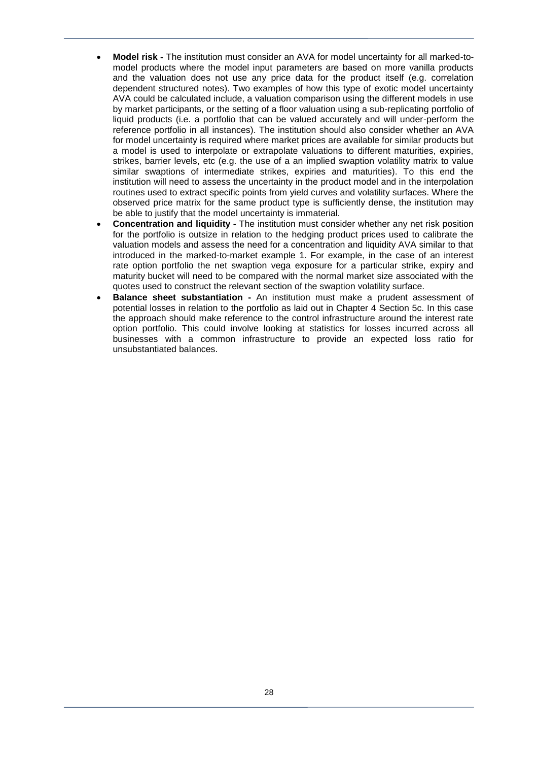- **Model risk -** The institution must consider an AVA for model uncertainty for all marked-to-model products where the model input parameters are based on more vanilla products and the valuation does not use any price data for the product itself (e.g. correlation dependent structured notes). Two examples of how this type of exotic model uncertainty AVA could be calculated include, a valuation comparison using the different models in use by market participants, or the setting of a floor valuation using a sub-replicating portfolio of liquid products (i.e. a portfolio that can be valued accurately and will under-perform the reference portfolio in all instances). The institution should also consider whether an AVA for model uncertainty is required where market prices are available for similar products but a model is used to interpolate or extrapolate valuations to different maturities, expiries, strikes, barrier levels, etc (e.g. the use of a an implied swaption volatility matrix to value similar swaptions of intermediate strikes, expiries and maturities). To this end the institution will need to assess the uncertainty in the product model and in the interpolation routines used to extract specific points from yield curves and volatility surfaces. Where the observed price matrix for the same product type is sufficiently dense, the institution may be able to justify that the model uncertainty is immaterial.
- **Concentration and liquidity -** The institution must consider whether any net risk position for the portfolio is outsize in relation to the hedging product prices used to calibrate the valuation models and assess the need for a concentration and liquidity AVA similar to that introduced in the marked-to-market example 1. For example, in the case of an interest rate option portfolio the net swaption vega exposure for a particular strike, expiry and maturity bucket will need to be compared with the normal market size associated with the quotes used to construct the relevant section of the swaption volatility surface.
- **Balance sheet substantiation -** An institution must make a prudent assessment of potential losses in relation to the portfolio as laid out in Chapter 4 Section 5c. In this case the approach should make reference to the control infrastructure around the interest rate option portfolio. This could involve looking at statistics for losses incurred across all businesses with a common infrastructure to provide an expected loss ratio for unsubstantiated balances.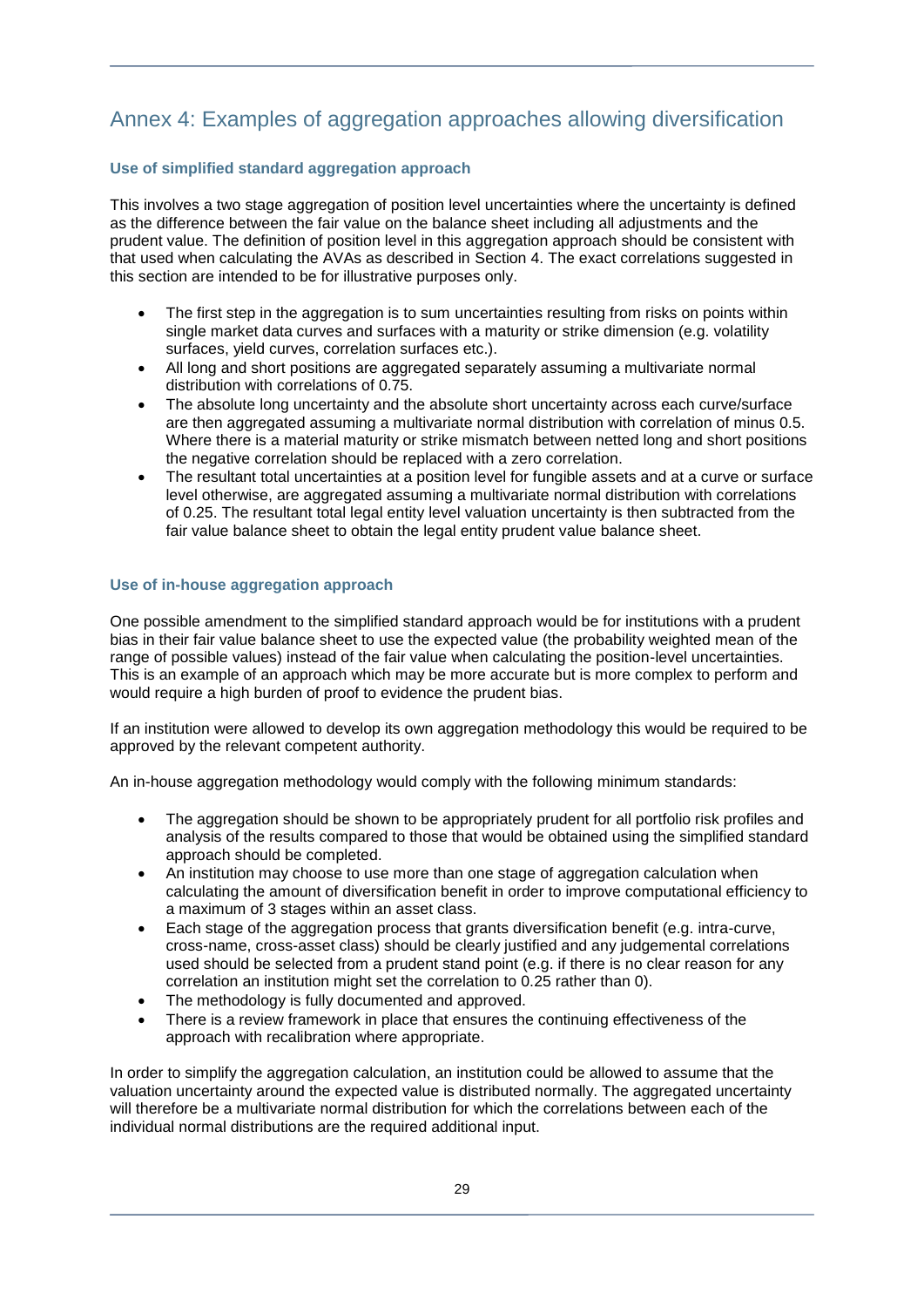# Annex 4: Examples of aggregation approaches allowing diversification

### Use of simplified standard aggregation approach

This involves a two stage aggregation of position level uncertainties where the uncertainty is defined as the difference between the fair value on the balance sheet including all adjustments and the prudent value. The definition of position level in this aggregation approach should be consistent with that used when calculating the AVAs as described in Section 4. The exact correlations suggested in this section are intended to be for illustrative purposes only.

- The first step in the aggregation is to sum uncertainties resulting from risks on points within single market data curves and surfaces with a maturity or strike dimension (e.g. volatility surfaces, yield curves, correlation surfaces etc.).
- All long and short positions are aggregated separately assuming a multivariate normal distribution with correlations of 0.75.
- The absolute long uncertainty and the absolute short uncertainty across each curve/surface are then aggregated assuming a multivariate normal distribution with correlation of minus 0.5. Where there is a material maturity or strike mismatch between netted long and short positions the negative correlation should be replaced with a zero correlation.
- The resultant total uncertainties at a position level for fungible assets and at a curve or surface level otherwise, are aggregated assuming a multivariate normal distribution with correlations of 0.25. The resultant total legal entity level valuation uncertainty is then subtracted from the fair value balance sheet to obtain the legal entity prudent value balance sheet.

### Use of in-house aggregation approach

One possible amendment to the simplified standard approach would be for institutions with a prudent bias in their fair value balance sheet to use the expected value (the probability weighted mean of the range of possible values) instead of the fair value when calculating the position-level uncertainties. This is an example of an approach which may be more accurate but is more complex to perform and would require a high burden of proof to evidence the prudent bias.

If an institution were allowed to develop its own aggregation methodology this would be required to be approved by the relevant competent authority.

An in-house aggregation methodology would comply with the following minimum standards:

- The aggregation should be shown to be appropriately prudent for all portfolio risk profiles and analysis of the results compared to those that would be obtained using the simplified standard approach should be completed.
- An institution may choose to use more than one stage of aggregation calculation when calculating the amount of diversification benefit in order to improve computational efficiency to a maximum of 3 stages within an asset class.
- Each stage of the aggregation process that grants diversification benefit (e.g. intra-curve, cross-name, cross-asset class) should be clearly justified and any judgemental correlations used should be selected from a prudent stand point (e.g. if there is no clear reason for any correlation an institution might set the correlation to 0.25 rather than 0).
- The methodology is fully documented and approved.
- There is a review framework in place that ensures the continuing effectiveness of the approach with recalibration where appropriate.

In order to simplify the aggregation calculation, an institution could be allowed to assume that the valuation uncertainty around the expected value is distributed normally. The aggregated uncertainty will therefore be a multivariate normal distribution for which the correlations between each of the individual normal distributions are the required additional input.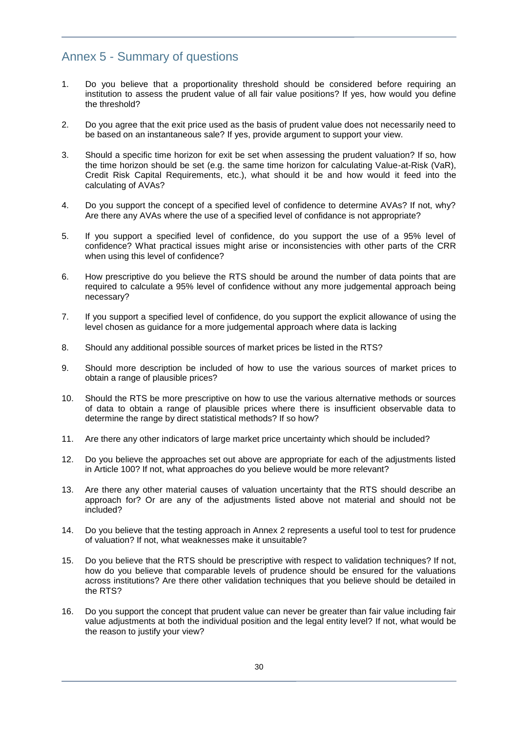## Annex 5 - Summary of questions

1. Do you believe that a proportionality threshold should be considered before requiring an institution to assess the prudent value of all fair value positions? If yes, how would you define the threshold?

2. Do you agree that the exit price used as the basis of prudent value does not necessarily need to be based on an instantaneous sale? If yes, provide argument to support your view.

3. Should a specific time horizon for exit be set when assessing the prudent valuation? If so, how the time horizon should be set (e.g. the same time horizon for calculating Value-at-Risk (VaR), Credit Risk Capital Requirements, etc.), what should it be and how would it feed into the calculating of AVAs?

4. Do you support the concept of a specified level of confidence to determine AVAs? If not, why? Are there any AVAs where the use of a specified level of confidance is not appropriate?

5. If you support a specified level of confidence, do you support the use of a 95% level of confidence? What practical issues might arise or inconsistencies with other parts of the CRR when using this level of confidence?

6. How prescriptive do you believe the RTS should be around the number of data points that are required to calculate a 95% level of confidence without any more judgemental approach being necessary?

7. If you support a specified level of confidence, do you support the explicit allowance of using the level chosen as guidance for a more judgemental approach where data is lacking

8. Should any additional possible sources of market prices be listed in the RTS?

9. Should more description be included of how to use the various sources of market prices to obtain a range of plausible prices?

10. Should the RTS be more prescriptive on how to use the various alternative methods or sources of data to obtain a range of plausible prices where there is insufficient observable data to determine the range by direct statistical methods? If so how?

11. Are there any other indicators of large market price uncertainty which should be included?

12. Do you believe the approaches set out above are appropriate for each of the adjustments listed in Article 100? If not, what approaches do you believe would be more relevant?

13. Are there any other material causes of valuation uncertainty that the RTS should describe an approach for? Or are any of the adjustments listed above not material and should not be included?

14. Do you believe that the testing approach in Annex 2 represents a useful tool to test for prudence of valuation? If not, what weaknesses make it unsuitable?

15. Do you believe that the RTS should be prescriptive with respect to validation techniques? If not, how do you believe that comparable levels of prudence should be ensured for the valuations across institutions? Are there other validation techniques that you believe should be detailed in the RTS?

16. Do you support the concept that prudent value can never be greater than fair value including fair value adjustments at both the individual position and the legal entity level? If not, what would be the reason to justify your view?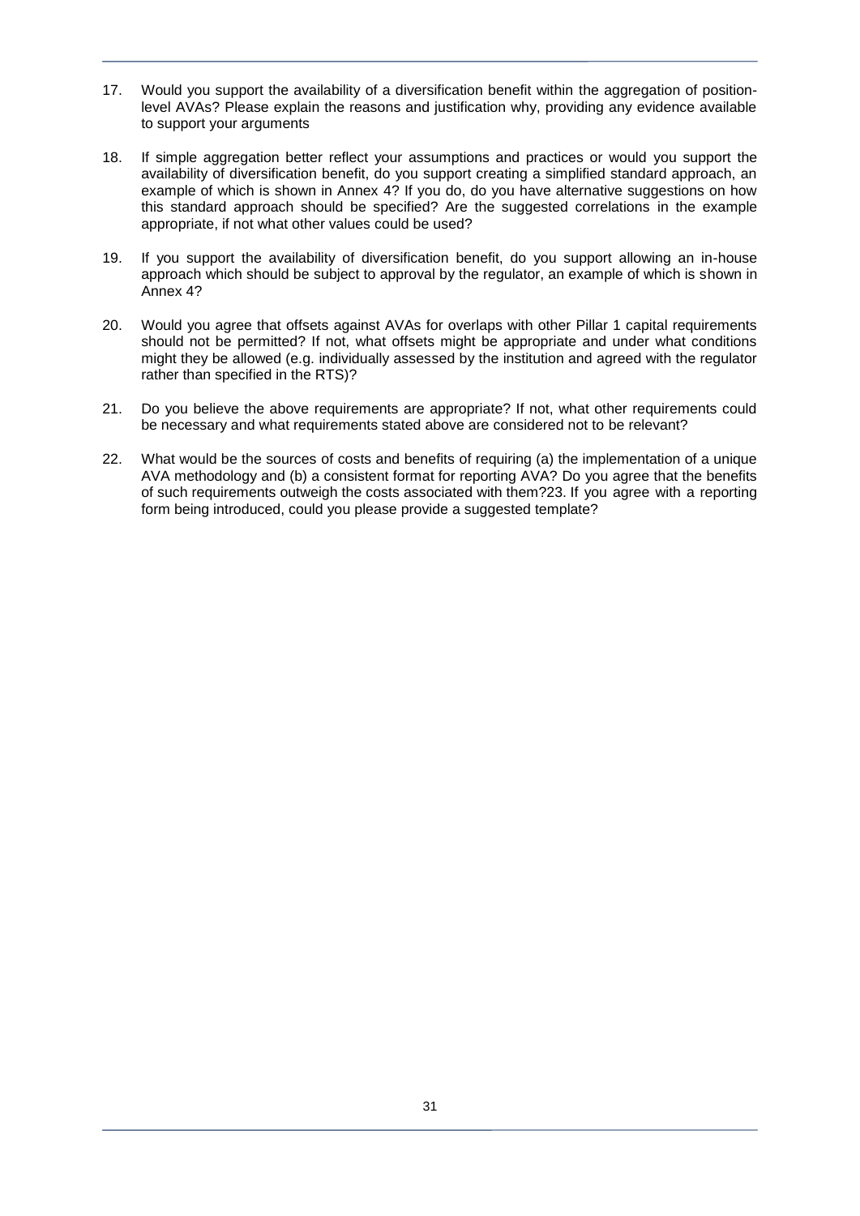17. Would you support the availability of a diversification benefit within the aggregation of position-level AVAs? Please explain the reasons and justification why, providing any evidence available to support your arguments

18. If simple aggregation better reflect your assumptions and practices or would you support the availability of diversification benefit, do you support creating a simplified standard approach, an example of which is shown in Annex 4? If you do, do you have alternative suggestions on how this standard approach should be specified? Are the suggested correlations in the example appropriate, if not what other values could be used?

19. If you support the availability of diversification benefit, do you support allowing an in-house approach which should be subject to approval by the regulator, an example of which is shown in Annex 4?

20. Would you agree that offsets against AVAs for overlaps with other Pillar 1 capital requirements should not be permitted? If not, what offsets might be appropriate and under what conditions might they be allowed (e.g. individually assessed by the institution and agreed with the regulator rather than specified in the RTS)?

21. Do you believe the above requirements are appropriate? If not, what other requirements could be necessary and what requirements stated above are considered not to be relevant?

22. What would be the sources of costs and benefits of requiring (a) the implementation of a unique AVA methodology and (b) a consistent format for reporting AVA? Do you agree that the benefits of such requirements outweigh the costs associated with them?23. If you agree with a reporting form being introduced, could you please provide a suggested template?